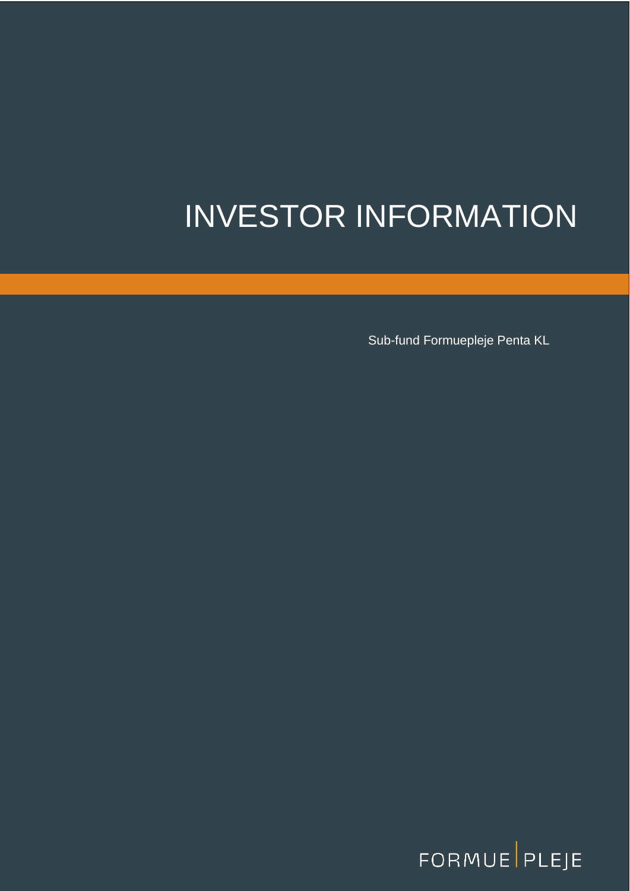# INVESTOR INFORMATION

Sub-fund Formuepleje Penta KL

FORMUE | PLEJE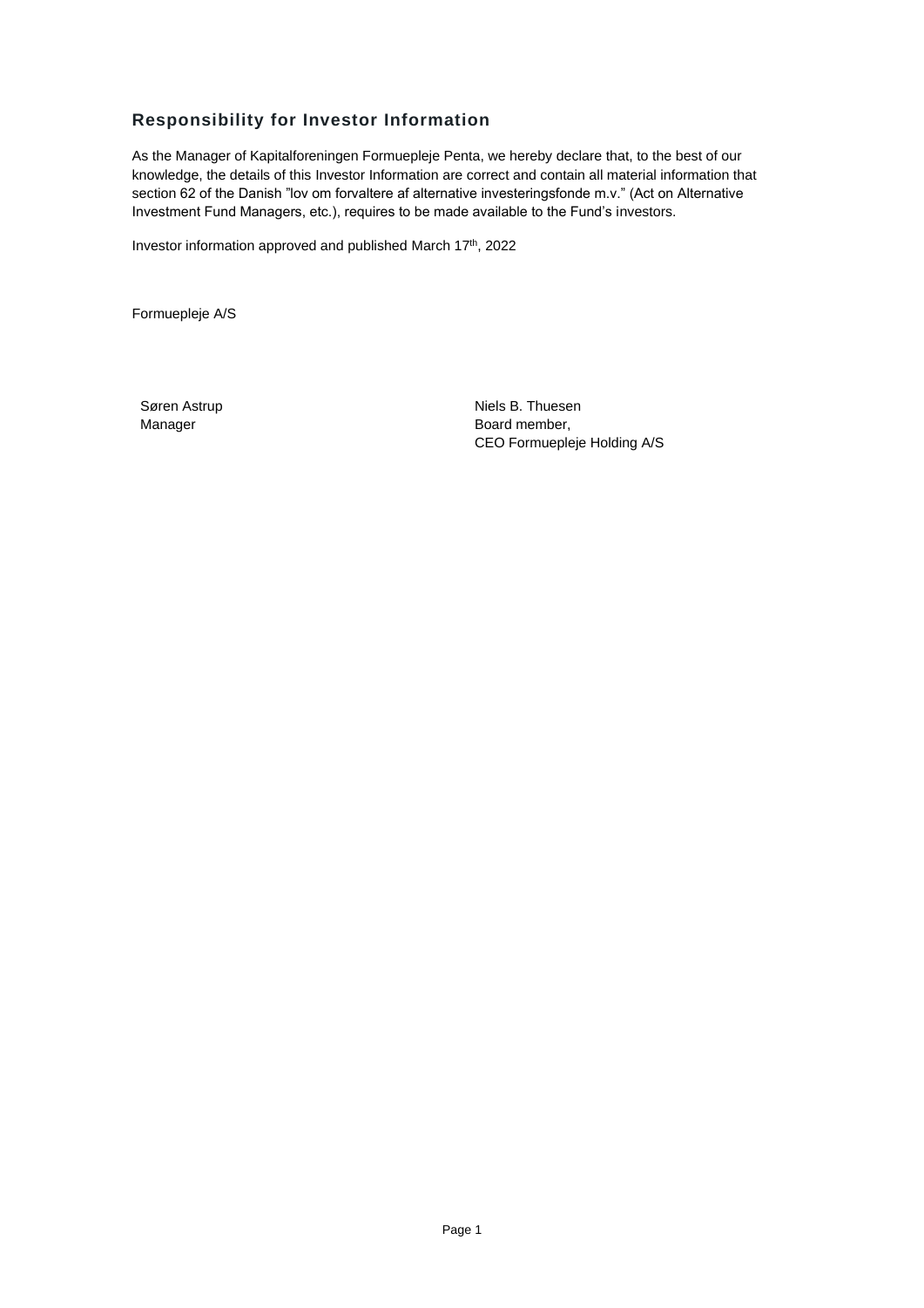## Responsibility for Investor Information

As the Manager of Kapitalforeningen Formuepleje Penta, we hereby declare that, to the best of our knowledge, the details of this Investor Information are correct and contain all material information that section 62 of the Danish "lov om forvaltere af alternative investeringsfonde m.v." (Act on Alternative Investment Fund Managers, etc.), requires to be made available to the Fund's investors.

Investor information approved and published March 17th, 2022

Formuepleje A/S

Søren Astrup
Manager

Niels B. Thuesen
Board member,
CEO Formuepleje Holding A/S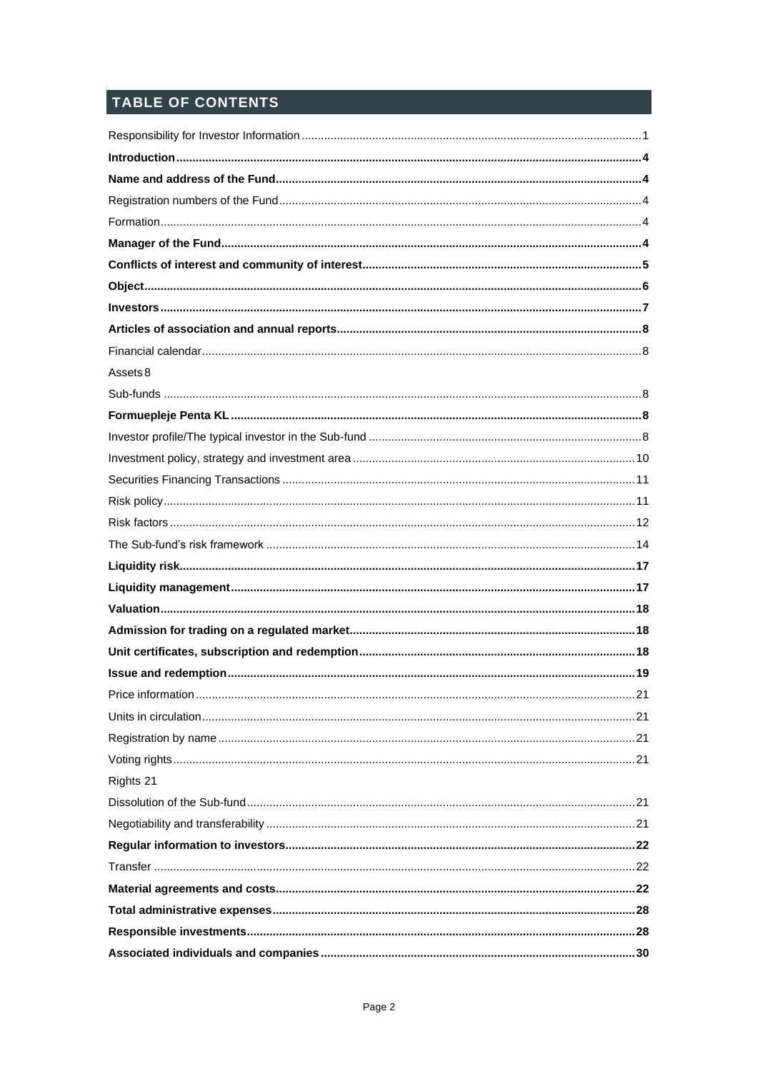## TABLE OF CONTENTS

Responsibility for Investor Information .......... 1
**Introduction .......... 4**
**Name and address of the Fund .......... 4**
Registration numbers of the Fund .......... 4
Formation .......... 4
**Manager of the Fund .......... 4**
**Conflicts of interest and community of interest .......... 5**
**Object .......... 6**
**Investors .......... 7**
**Articles of association and annual reports .......... 8**
Financial calendar .......... 8
Assets 8
Sub-funds .......... 8
**Formuepleje Penta KL .......... 8**
Investor profile/The typical investor in the Sub-fund .......... 8
Investment policy, strategy and investment area .......... 10
Securities Financing Transactions .......... 11
Risk policy .......... 11
Risk factors .......... 12
The Sub-fund's risk framework .......... 14
**Liquidity risk .......... 17**
**Liquidity management .......... 17**
**Valuation .......... 18**
**Admission for trading on a regulated market .......... 18**
**Unit certificates, subscription and redemption .......... 18**
**Issue and redemption .......... 19**
Price information .......... 21
Units in circulation .......... 21
Registration by name .......... 21
Voting rights .......... 21
Rights 21
Dissolution of the Sub-fund .......... 21
Negotiability and transferability .......... 21
**Regular information to investors .......... 22**
Transfer .......... 22
**Material agreements and costs .......... 22**
**Total administrative expenses .......... 28**
**Responsible investments .......... 28**
**Associated individuals and companies .......... 30**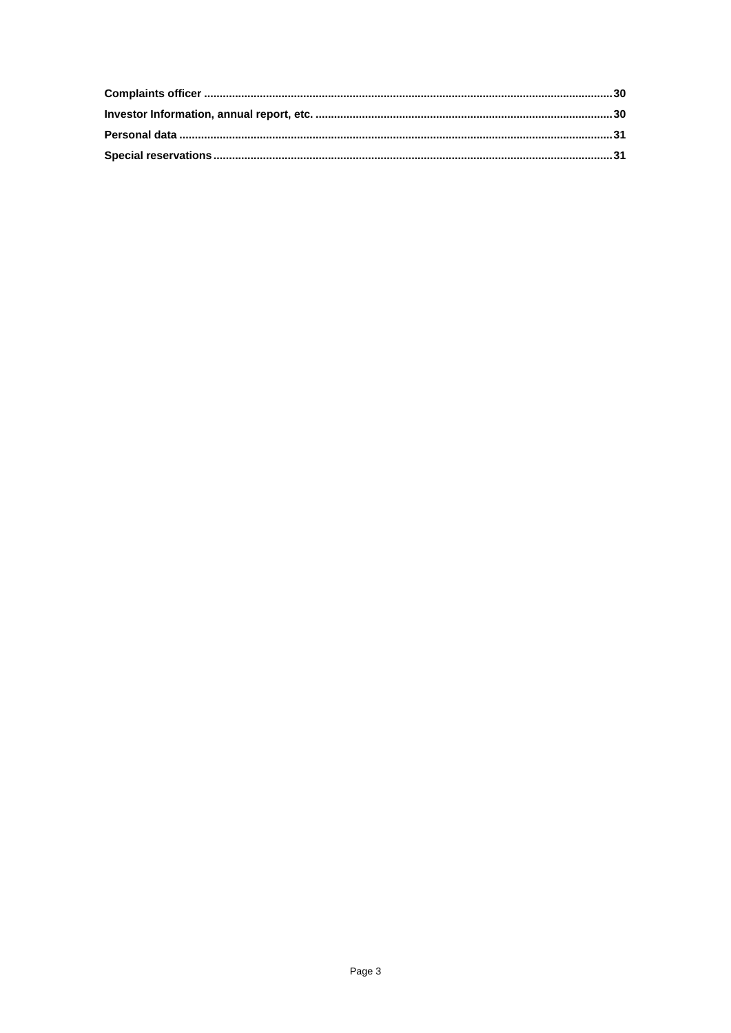**Complaints officer** .......... 30

**Investor Information, annual report, etc.** .......... 30

**Personal data** .......... 31

**Special reservations** .......... 31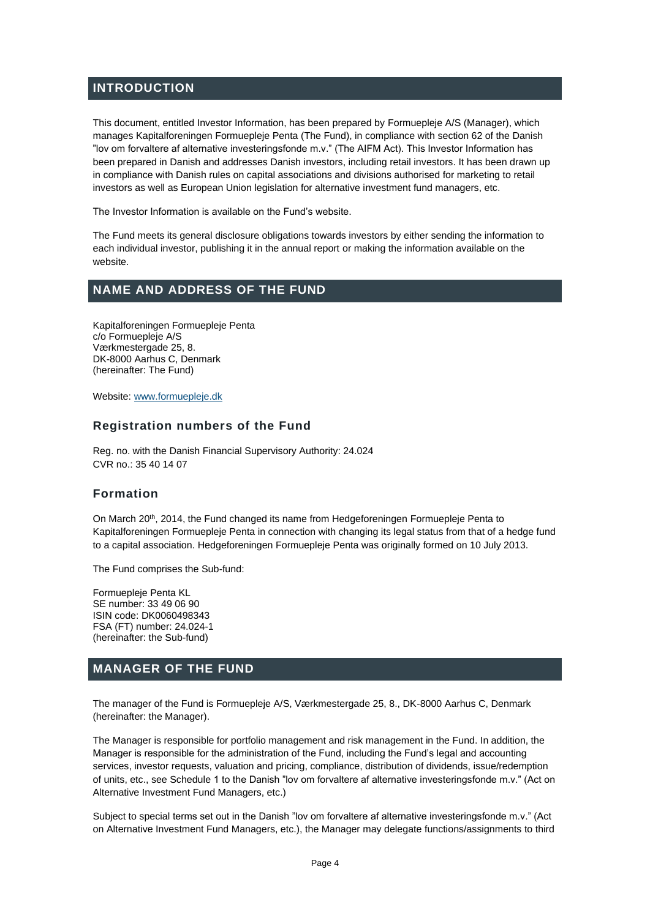## INTRODUCTION

This document, entitled Investor Information, has been prepared by Formuepleje A/S (Manager), which manages Kapitalforeningen Formuepleje Penta (The Fund), in compliance with section 62 of the Danish "lov om forvaltere af alternative investeringsfonde m.v." (The AIFM Act). This Investor Information has been prepared in Danish and addresses Danish investors, including retail investors. It has been drawn up in compliance with Danish rules on capital associations and divisions authorised for marketing to retail investors as well as European Union legislation for alternative investment fund managers, etc.

The Investor Information is available on the Fund's website.

The Fund meets its general disclosure obligations towards investors by either sending the information to each individual investor, publishing it in the annual report or making the information available on the website.

## NAME AND ADDRESS OF THE FUND

Kapitalforeningen Formuepleje Penta
c/o Formuepleje A/S
Værkmestergade 25, 8.
DK-8000 Aarhus C, Denmark
(hereinafter: The Fund)

Website: www.formuepleje.dk

### Registration numbers of the Fund

Reg. no. with the Danish Financial Supervisory Authority: 24.024
CVR no.: 35 40 14 07

### Formation

On March 20th, 2014, the Fund changed its name from Hedgeforeningen Formuepleje Penta to Kapitalforeningen Formuepleje Penta in connection with changing its legal status from that of a hedge fund to a capital association. Hedgeforeningen Formuepleje Penta was originally formed on 10 July 2013.

The Fund comprises the Sub-fund:

Formuepleje Penta KL
SE number: 33 49 06 90
ISIN code: DK0060498343
FSA (FT) number: 24.024-1
(hereinafter: the Sub-fund)

## MANAGER OF THE FUND

The manager of the Fund is Formuepleje A/S, Værkmestergade 25, 8., DK-8000 Aarhus C, Denmark (hereinafter: the Manager).

The Manager is responsible for portfolio management and risk management in the Fund. In addition, the Manager is responsible for the administration of the Fund, including the Fund's legal and accounting services, investor requests, valuation and pricing, compliance, distribution of dividends, issue/redemption of units, etc., see Schedule 1 to the Danish "lov om forvaltere af alternative investeringsfonde m.v." (Act on Alternative Investment Fund Managers, etc.)

Subject to special terms set out in the Danish "lov om forvaltere af alternative investeringsfonde m.v." (Act on Alternative Investment Fund Managers, etc.), the Manager may delegate functions/assignments to third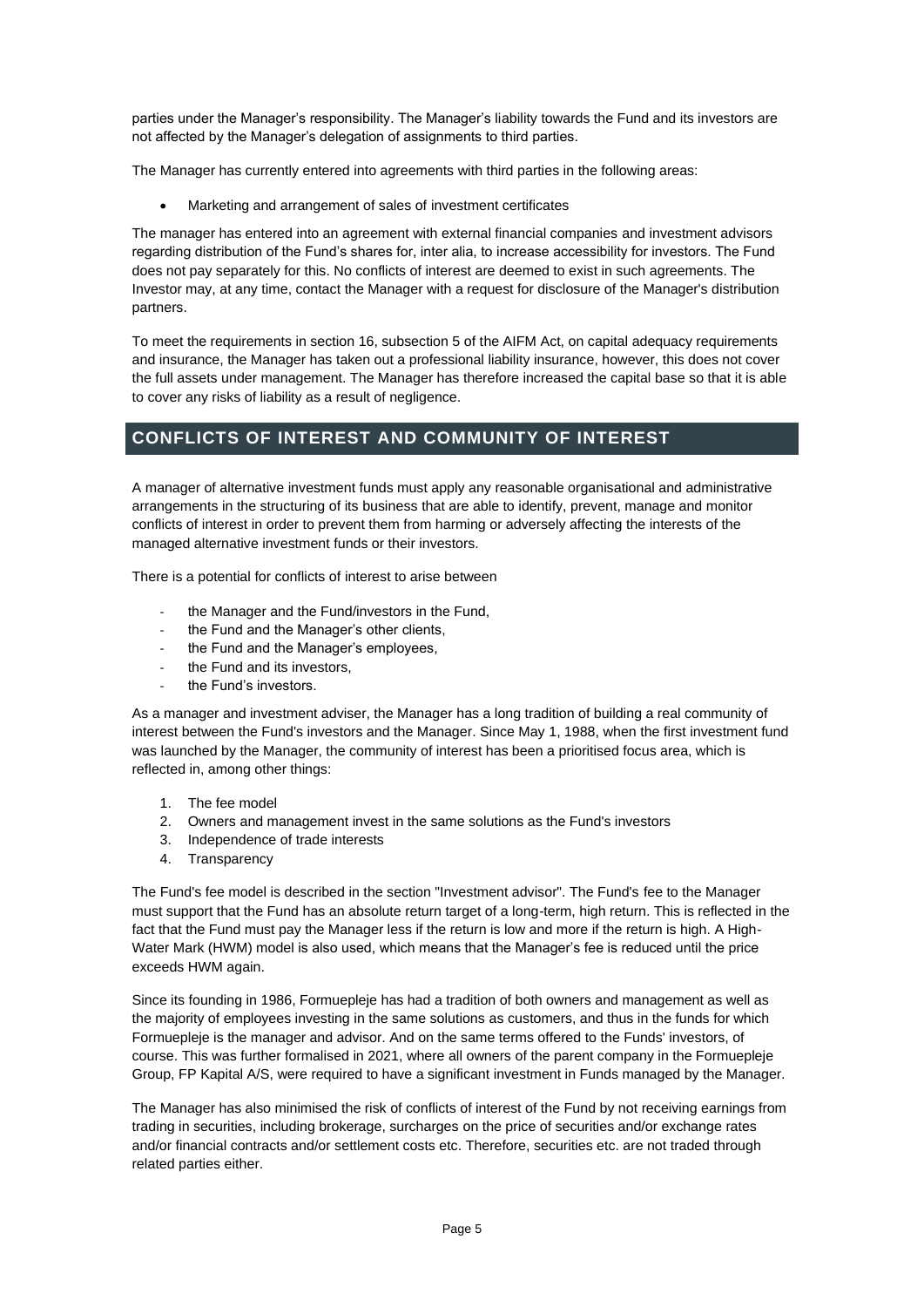parties under the Manager's responsibility. The Manager's liability towards the Fund and its investors are not affected by the Manager's delegation of assignments to third parties.

The Manager has currently entered into agreements with third parties in the following areas:

- Marketing and arrangement of sales of investment certificates

The manager has entered into an agreement with external financial companies and investment advisors regarding distribution of the Fund's shares for, inter alia, to increase accessibility for investors. The Fund does not pay separately for this. No conflicts of interest are deemed to exist in such agreements. The Investor may, at any time, contact the Manager with a request for disclosure of the Manager's distribution partners.

To meet the requirements in section 16, subsection 5 of the AIFM Act, on capital adequacy requirements and insurance, the Manager has taken out a professional liability insurance, however, this does not cover the full assets under management. The Manager has therefore increased the capital base so that it is able to cover any risks of liability as a result of negligence.

## CONFLICTS OF INTEREST AND COMMUNITY OF INTEREST

A manager of alternative investment funds must apply any reasonable organisational and administrative arrangements in the structuring of its business that are able to identify, prevent, manage and monitor conflicts of interest in order to prevent them from harming or adversely affecting the interests of the managed alternative investment funds or their investors.

There is a potential for conflicts of interest to arise between

- the Manager and the Fund/investors in the Fund,
- the Fund and the Manager's other clients,
- the Fund and the Manager's employees,
- the Fund and its investors,
- the Fund's investors.

As a manager and investment adviser, the Manager has a long tradition of building a real community of interest between the Fund's investors and the Manager. Since May 1, 1988, when the first investment fund was launched by the Manager, the community of interest has been a prioritised focus area, which is reflected in, among other things:

1. The fee model
2. Owners and management invest in the same solutions as the Fund's investors
3. Independence of trade interests
4. Transparency

The Fund's fee model is described in the section "Investment advisor". The Fund's fee to the Manager must support that the Fund has an absolute return target of a long-term, high return. This is reflected in the fact that the Fund must pay the Manager less if the return is low and more if the return is high. A High-Water Mark (HWM) model is also used, which means that the Manager's fee is reduced until the price exceeds HWM again.

Since its founding in 1986, Formuepleje has had a tradition of both owners and management as well as the majority of employees investing in the same solutions as customers, and thus in the funds for which Formuepleje is the manager and advisor. And on the same terms offered to the Funds' investors, of course. This was further formalised in 2021, where all owners of the parent company in the Formuepleje Group, FP Kapital A/S, were required to have a significant investment in Funds managed by the Manager.

The Manager has also minimised the risk of conflicts of interest of the Fund by not receiving earnings from trading in securities, including brokerage, surcharges on the price of securities and/or exchange rates and/or financial contracts and/or settlement costs etc. Therefore, securities etc. are not traded through related parties either.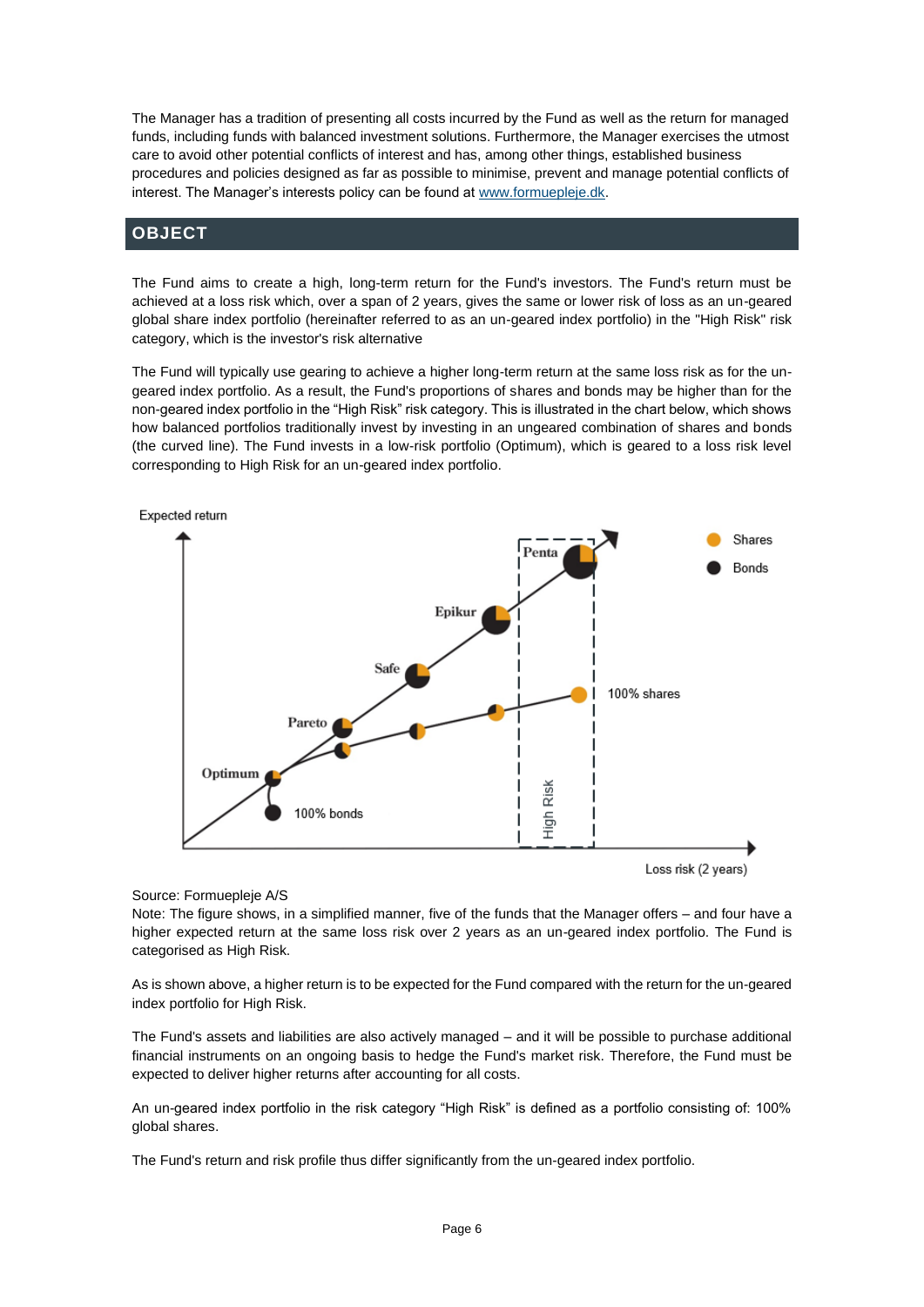The Manager has a tradition of presenting all costs incurred by the Fund as well as the return for managed funds, including funds with balanced investment solutions. Furthermore, the Manager exercises the utmost care to avoid other potential conflicts of interest and has, among other things, established business procedures and policies designed as far as possible to minimise, prevent and manage potential conflicts of interest. The Manager's interests policy can be found at [www.formuepleje.dk](www.formuepleje.dk).

## OBJECT

The Fund aims to create a high, long-term return for the Fund's investors. The Fund's return must be achieved at a loss risk which, over a span of 2 years, gives the same or lower risk of loss as an un-geared global share index portfolio (hereinafter referred to as an un-geared index portfolio) in the "High Risk" risk category, which is the investor's risk alternative

The Fund will typically use gearing to achieve a higher long-term return at the same loss risk as for the un-geared index portfolio. As a result, the Fund's proportions of shares and bonds may be higher than for the non-geared index portfolio in the "High Risk" risk category. This is illustrated in the chart below, which shows how balanced portfolios traditionally invest by investing in an ungeared combination of shares and bonds (the curved line). The Fund invests in a low-risk portfolio (Optimum), which is geared to a loss risk level corresponding to High Risk for an un-geared index portfolio.

Source: Formuepleje A/S

Note: The figure shows, in a simplified manner, five of the funds that the Manager offers – and four have a higher expected return at the same loss risk over 2 years as an un-geared index portfolio. The Fund is categorised as High Risk.

As is shown above, a higher return is to be expected for the Fund compared with the return for the un-geared index portfolio for High Risk.

The Fund's assets and liabilities are also actively managed – and it will be possible to purchase additional financial instruments on an ongoing basis to hedge the Fund's market risk. Therefore, the Fund must be expected to deliver higher returns after accounting for all costs.

An un-geared index portfolio in the risk category "High Risk" is defined as a portfolio consisting of: 100% global shares.

The Fund's return and risk profile thus differ significantly from the un-geared index portfolio.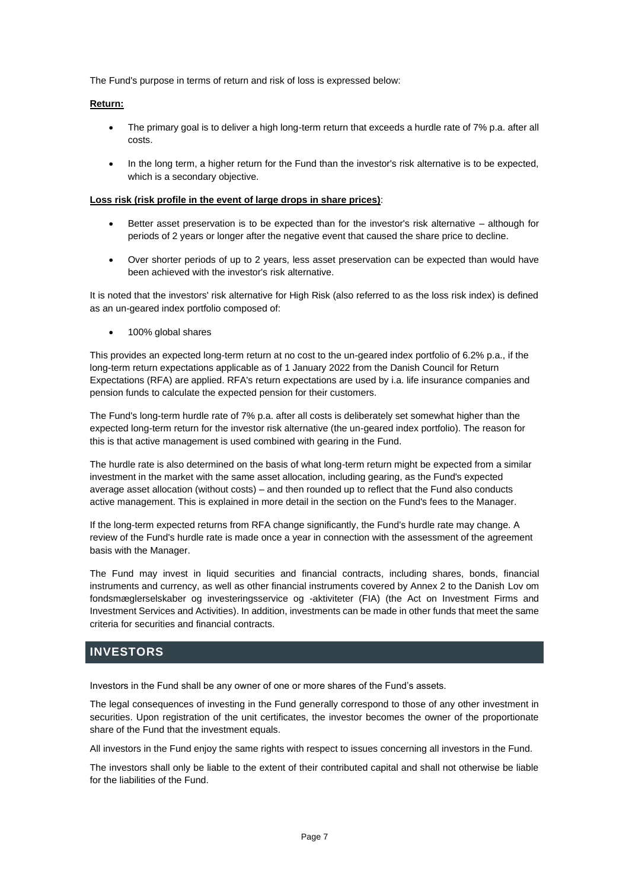The Fund's purpose in terms of return and risk of loss is expressed below:

**Return:**

- The primary goal is to deliver a high long-term return that exceeds a hurdle rate of 7% p.a. after all costs.
- In the long term, a higher return for the Fund than the investor's risk alternative is to be expected, which is a secondary objective.

**Loss risk (risk profile in the event of large drops in share prices)**:

- Better asset preservation is to be expected than for the investor's risk alternative – although for periods of 2 years or longer after the negative event that caused the share price to decline.
- Over shorter periods of up to 2 years, less asset preservation can be expected than would have been achieved with the investor's risk alternative.

It is noted that the investors' risk alternative for High Risk (also referred to as the loss risk index) is defined as an un-geared index portfolio composed of:

- 100% global shares

This provides an expected long-term return at no cost to the un-geared index portfolio of 6.2% p.a., if the long-term return expectations applicable as of 1 January 2022 from the Danish Council for Return Expectations (RFA) are applied. RFA's return expectations are used by i.a. life insurance companies and pension funds to calculate the expected pension for their customers.

The Fund's long-term hurdle rate of 7% p.a. after all costs is deliberately set somewhat higher than the expected long-term return for the investor risk alternative (the un-geared index portfolio). The reason for this is that active management is used combined with gearing in the Fund.

The hurdle rate is also determined on the basis of what long-term return might be expected from a similar investment in the market with the same asset allocation, including gearing, as the Fund's expected average asset allocation (without costs) – and then rounded up to reflect that the Fund also conducts active management. This is explained in more detail in the section on the Fund's fees to the Manager.

If the long-term expected returns from RFA change significantly, the Fund's hurdle rate may change. A review of the Fund's hurdle rate is made once a year in connection with the assessment of the agreement basis with the Manager.

The Fund may invest in liquid securities and financial contracts, including shares, bonds, financial instruments and currency, as well as other financial instruments covered by Annex 2 to the Danish Lov om fondsmæglerselskaber og investeringsservice og -aktiviteter (FIA) (the Act on Investment Firms and Investment Services and Activities). In addition, investments can be made in other funds that meet the same criteria for securities and financial contracts.

## INVESTORS

Investors in the Fund shall be any owner of one or more shares of the Fund's assets.

The legal consequences of investing in the Fund generally correspond to those of any other investment in securities. Upon registration of the unit certificates, the investor becomes the owner of the proportionate share of the Fund that the investment equals.

All investors in the Fund enjoy the same rights with respect to issues concerning all investors in the Fund.

The investors shall only be liable to the extent of their contributed capital and shall not otherwise be liable for the liabilities of the Fund.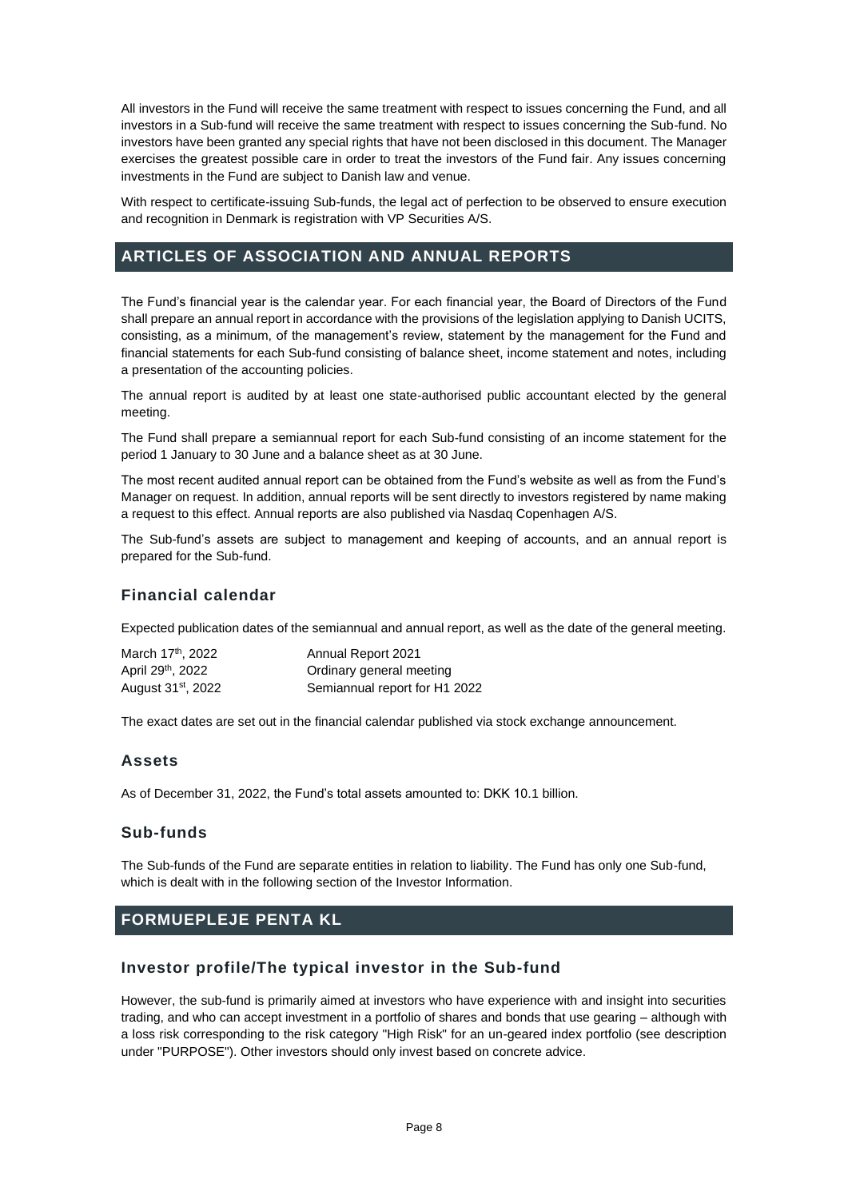All investors in the Fund will receive the same treatment with respect to issues concerning the Fund, and all investors in a Sub-fund will receive the same treatment with respect to issues concerning the Sub-fund. No investors have been granted any special rights that have not been disclosed in this document. The Manager exercises the greatest possible care in order to treat the investors of the Fund fair. Any issues concerning investments in the Fund are subject to Danish law and venue.

With respect to certificate-issuing Sub-funds, the legal act of perfection to be observed to ensure execution and recognition in Denmark is registration with VP Securities A/S.

## ARTICLES OF ASSOCIATION AND ANNUAL REPORTS

The Fund's financial year is the calendar year. For each financial year, the Board of Directors of the Fund shall prepare an annual report in accordance with the provisions of the legislation applying to Danish UCITS, consisting, as a minimum, of the management's review, statement by the management for the Fund and financial statements for each Sub-fund consisting of balance sheet, income statement and notes, including a presentation of the accounting policies.

The annual report is audited by at least one state-authorised public accountant elected by the general meeting.

The Fund shall prepare a semiannual report for each Sub-fund consisting of an income statement for the period 1 January to 30 June and a balance sheet as at 30 June.

The most recent audited annual report can be obtained from the Fund's website as well as from the Fund's Manager on request. In addition, annual reports will be sent directly to investors registered by name making a request to this effect. Annual reports are also published via Nasdaq Copenhagen A/S.

The Sub-fund's assets are subject to management and keeping of accounts, and an annual report is prepared for the Sub-fund.

### Financial calendar

Expected publication dates of the semiannual and annual report, as well as the date of the general meeting.

| | |
|---|---|
| March 17th, 2022 | Annual Report 2021 |
| April 29th, 2022 | Ordinary general meeting |
| August 31st, 2022 | Semiannual report for H1 2022 |

The exact dates are set out in the financial calendar published via stock exchange announcement.

### Assets

As of December 31, 2022, the Fund's total assets amounted to: DKK 10.1 billion.

### Sub-funds

The Sub-funds of the Fund are separate entities in relation to liability. The Fund has only one Sub-fund, which is dealt with in the following section of the Investor Information.

## FORMUEPLEJE PENTA KL

### Investor profile/The typical investor in the Sub-fund

However, the sub-fund is primarily aimed at investors who have experience with and insight into securities trading, and who can accept investment in a portfolio of shares and bonds that use gearing – although with a loss risk corresponding to the risk category "High Risk" for an un-geared index portfolio (see description under "PURPOSE"). Other investors should only invest based on concrete advice.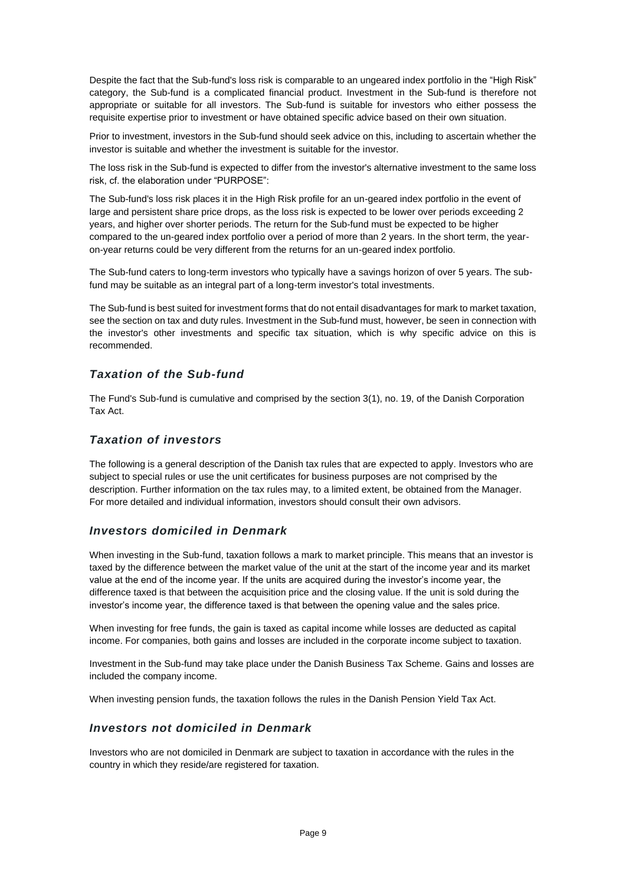Despite the fact that the Sub-fund's loss risk is comparable to an ungeared index portfolio in the "High Risk" category, the Sub-fund is a complicated financial product. Investment in the Sub-fund is therefore not appropriate or suitable for all investors. The Sub-fund is suitable for investors who either possess the requisite expertise prior to investment or have obtained specific advice based on their own situation.

Prior to investment, investors in the Sub-fund should seek advice on this, including to ascertain whether the investor is suitable and whether the investment is suitable for the investor.

The loss risk in the Sub-fund is expected to differ from the investor's alternative investment to the same loss risk, cf. the elaboration under "PURPOSE":

The Sub-fund's loss risk places it in the High Risk profile for an un-geared index portfolio in the event of large and persistent share price drops, as the loss risk is expected to be lower over periods exceeding 2 years, and higher over shorter periods. The return for the Sub-fund must be expected to be higher compared to the un-geared index portfolio over a period of more than 2 years. In the short term, the year-on-year returns could be very different from the returns for an un-geared index portfolio.

The Sub-fund caters to long-term investors who typically have a savings horizon of over 5 years. The sub-fund may be suitable as an integral part of a long-term investor's total investments.

The Sub-fund is best suited for investment forms that do not entail disadvantages for mark to market taxation, see the section on tax and duty rules. Investment in the Sub-fund must, however, be seen in connection with the investor's other investments and specific tax situation, which is why specific advice on this is recommended.

## *Taxation of the Sub-fund*

The Fund's Sub-fund is cumulative and comprised by the section 3(1), no. 19, of the Danish Corporation Tax Act.

## *Taxation of investors*

The following is a general description of the Danish tax rules that are expected to apply. Investors who are subject to special rules or use the unit certificates for business purposes are not comprised by the description. Further information on the tax rules may, to a limited extent, be obtained from the Manager. For more detailed and individual information, investors should consult their own advisors.

## *Investors domiciled in Denmark*

When investing in the Sub-fund, taxation follows a mark to market principle. This means that an investor is taxed by the difference between the market value of the unit at the start of the income year and its market value at the end of the income year. If the units are acquired during the investor's income year, the difference taxed is that between the acquisition price and the closing value. If the unit is sold during the investor's income year, the difference taxed is that between the opening value and the sales price.

When investing for free funds, the gain is taxed as capital income while losses are deducted as capital income. For companies, both gains and losses are included in the corporate income subject to taxation.

Investment in the Sub-fund may take place under the Danish Business Tax Scheme. Gains and losses are included the company income.

When investing pension funds, the taxation follows the rules in the Danish Pension Yield Tax Act.

## *Investors not domiciled in Denmark*

Investors who are not domiciled in Denmark are subject to taxation in accordance with the rules in the country in which they reside/are registered for taxation.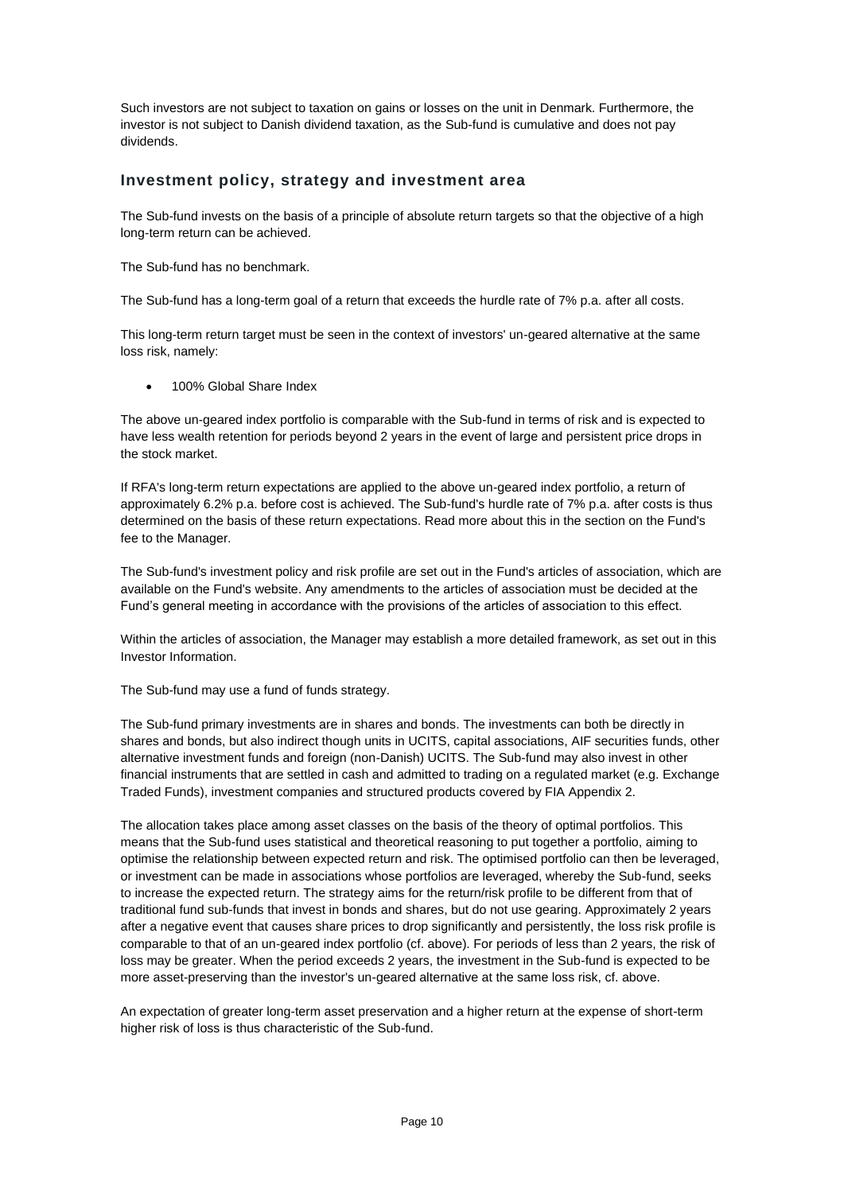Such investors are not subject to taxation on gains or losses on the unit in Denmark. Furthermore, the investor is not subject to Danish dividend taxation, as the Sub-fund is cumulative and does not pay dividends.

## Investment policy, strategy and investment area

The Sub-fund invests on the basis of a principle of absolute return targets so that the objective of a high long-term return can be achieved.

The Sub-fund has no benchmark.

The Sub-fund has a long-term goal of a return that exceeds the hurdle rate of 7% p.a. after all costs.

This long-term return target must be seen in the context of investors' un-geared alternative at the same loss risk, namely:

- 100% Global Share Index

The above un-geared index portfolio is comparable with the Sub-fund in terms of risk and is expected to have less wealth retention for periods beyond 2 years in the event of large and persistent price drops in the stock market.

If RFA's long-term return expectations are applied to the above un-geared index portfolio, a return of approximately 6.2% p.a. before cost is achieved. The Sub-fund's hurdle rate of 7% p.a. after costs is thus determined on the basis of these return expectations. Read more about this in the section on the Fund's fee to the Manager.

The Sub-fund's investment policy and risk profile are set out in the Fund's articles of association, which are available on the Fund's website. Any amendments to the articles of association must be decided at the Fund's general meeting in accordance with the provisions of the articles of association to this effect.

Within the articles of association, the Manager may establish a more detailed framework, as set out in this Investor Information.

The Sub-fund may use a fund of funds strategy.

The Sub-fund primary investments are in shares and bonds. The investments can both be directly in shares and bonds, but also indirect though units in UCITS, capital associations, AIF securities funds, other alternative investment funds and foreign (non-Danish) UCITS. The Sub-fund may also invest in other financial instruments that are settled in cash and admitted to trading on a regulated market (e.g. Exchange Traded Funds), investment companies and structured products covered by FIA Appendix 2.

The allocation takes place among asset classes on the basis of the theory of optimal portfolios. This means that the Sub-fund uses statistical and theoretical reasoning to put together a portfolio, aiming to optimise the relationship between expected return and risk. The optimised portfolio can then be leveraged, or investment can be made in associations whose portfolios are leveraged, whereby the Sub-fund, seeks to increase the expected return. The strategy aims for the return/risk profile to be different from that of traditional fund sub-funds that invest in bonds and shares, but do not use gearing. Approximately 2 years after a negative event that causes share prices to drop significantly and persistently, the loss risk profile is comparable to that of an un-geared index portfolio (cf. above). For periods of less than 2 years, the risk of loss may be greater. When the period exceeds 2 years, the investment in the Sub-fund is expected to be more asset-preserving than the investor's un-geared alternative at the same loss risk, cf. above.

An expectation of greater long-term asset preservation and a higher return at the expense of short-term higher risk of loss is thus characteristic of the Sub-fund.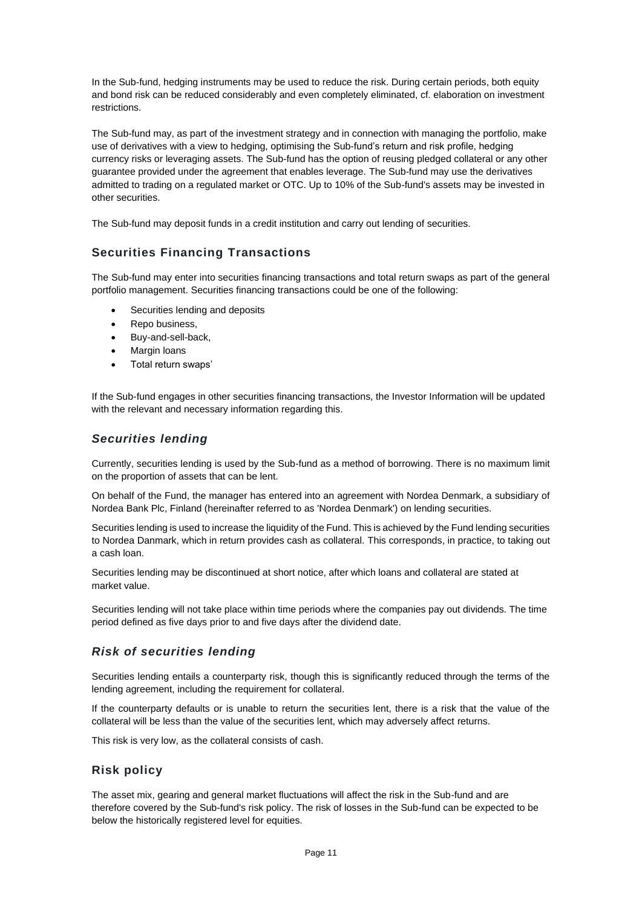In the Sub-fund, hedging instruments may be used to reduce the risk. During certain periods, both equity and bond risk can be reduced considerably and even completely eliminated, cf. elaboration on investment restrictions.

The Sub-fund may, as part of the investment strategy and in connection with managing the portfolio, make use of derivatives with a view to hedging, optimising the Sub-fund's return and risk profile, hedging currency risks or leveraging assets. The Sub-fund has the option of reusing pledged collateral or any other guarantee provided under the agreement that enables leverage. The Sub-fund may use the derivatives admitted to trading on a regulated market or OTC. Up to 10% of the Sub-fund's assets may be invested in other securities.

The Sub-fund may deposit funds in a credit institution and carry out lending of securities.

## Securities Financing Transactions

The Sub-fund may enter into securities financing transactions and total return swaps as part of the general portfolio management. Securities financing transactions could be one of the following:

- Securities lending and deposits
- Repo business,
- Buy-and-sell-back,
- Margin loans
- Total return swaps'

If the Sub-fund engages in other securities financing transactions, the Investor Information will be updated with the relevant and necessary information regarding this.

## *Securities lending*

Currently, securities lending is used by the Sub-fund as a method of borrowing. There is no maximum limit on the proportion of assets that can be lent.

On behalf of the Fund, the manager has entered into an agreement with Nordea Denmark, a subsidiary of Nordea Bank Plc, Finland (hereinafter referred to as 'Nordea Denmark') on lending securities.

Securities lending is used to increase the liquidity of the Fund. This is achieved by the Fund lending securities to Nordea Danmark, which in return provides cash as collateral. This corresponds, in practice, to taking out a cash loan.

Securities lending may be discontinued at short notice, after which loans and collateral are stated at market value.

Securities lending will not take place within time periods where the companies pay out dividends. The time period defined as five days prior to and five days after the dividend date.

## *Risk of securities lending*

Securities lending entails a counterparty risk, though this is significantly reduced through the terms of the lending agreement, including the requirement for collateral.

If the counterparty defaults or is unable to return the securities lent, there is a risk that the value of the collateral will be less than the value of the securities lent, which may adversely affect returns.

This risk is very low, as the collateral consists of cash.

## Risk policy

The asset mix, gearing and general market fluctuations will affect the risk in the Sub-fund and are therefore covered by the Sub-fund's risk policy. The risk of losses in the Sub-fund can be expected to be below the historically registered level for equities.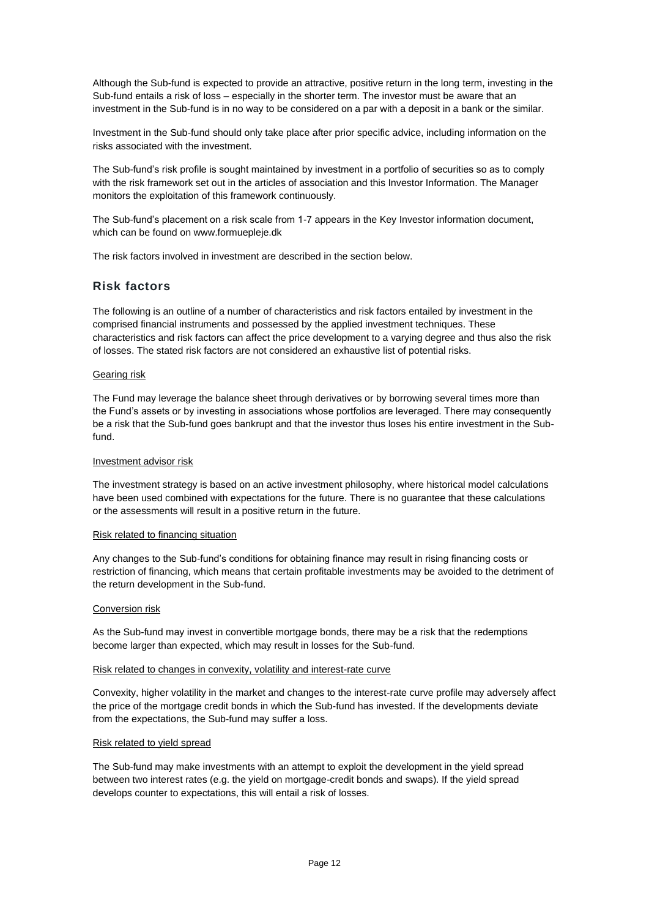Although the Sub-fund is expected to provide an attractive, positive return in the long term, investing in the Sub-fund entails a risk of loss – especially in the shorter term. The investor must be aware that an investment in the Sub-fund is in no way to be considered on a par with a deposit in a bank or the similar.

Investment in the Sub-fund should only take place after prior specific advice, including information on the risks associated with the investment.

The Sub-fund's risk profile is sought maintained by investment in a portfolio of securities so as to comply with the risk framework set out in the articles of association and this Investor Information. The Manager monitors the exploitation of this framework continuously.

The Sub-fund's placement on a risk scale from 1-7 appears in the Key Investor information document, which can be found on www.formuepleje.dk

The risk factors involved in investment are described in the section below.

## Risk factors

The following is an outline of a number of characteristics and risk factors entailed by investment in the comprised financial instruments and possessed by the applied investment techniques. These characteristics and risk factors can affect the price development to a varying degree and thus also the risk of losses. The stated risk factors are not considered an exhaustive list of potential risks.

### Gearing risk

The Fund may leverage the balance sheet through derivatives or by borrowing several times more than the Fund's assets or by investing in associations whose portfolios are leveraged. There may consequently be a risk that the Sub-fund goes bankrupt and that the investor thus loses his entire investment in the Sub-fund.

### Investment advisor risk

The investment strategy is based on an active investment philosophy, where historical model calculations have been used combined with expectations for the future. There is no guarantee that these calculations or the assessments will result in a positive return in the future.

### Risk related to financing situation

Any changes to the Sub-fund's conditions for obtaining finance may result in rising financing costs or restriction of financing, which means that certain profitable investments may be avoided to the detriment of the return development in the Sub-fund.

### Conversion risk

As the Sub-fund may invest in convertible mortgage bonds, there may be a risk that the redemptions become larger than expected, which may result in losses for the Sub-fund.

### Risk related to changes in convexity, volatility and interest-rate curve

Convexity, higher volatility in the market and changes to the interest-rate curve profile may adversely affect the price of the mortgage credit bonds in which the Sub-fund has invested. If the developments deviate from the expectations, the Sub-fund may suffer a loss.

### Risk related to yield spread

The Sub-fund may make investments with an attempt to exploit the development in the yield spread between two interest rates (e.g. the yield on mortgage-credit bonds and swaps). If the yield spread develops counter to expectations, this will entail a risk of losses.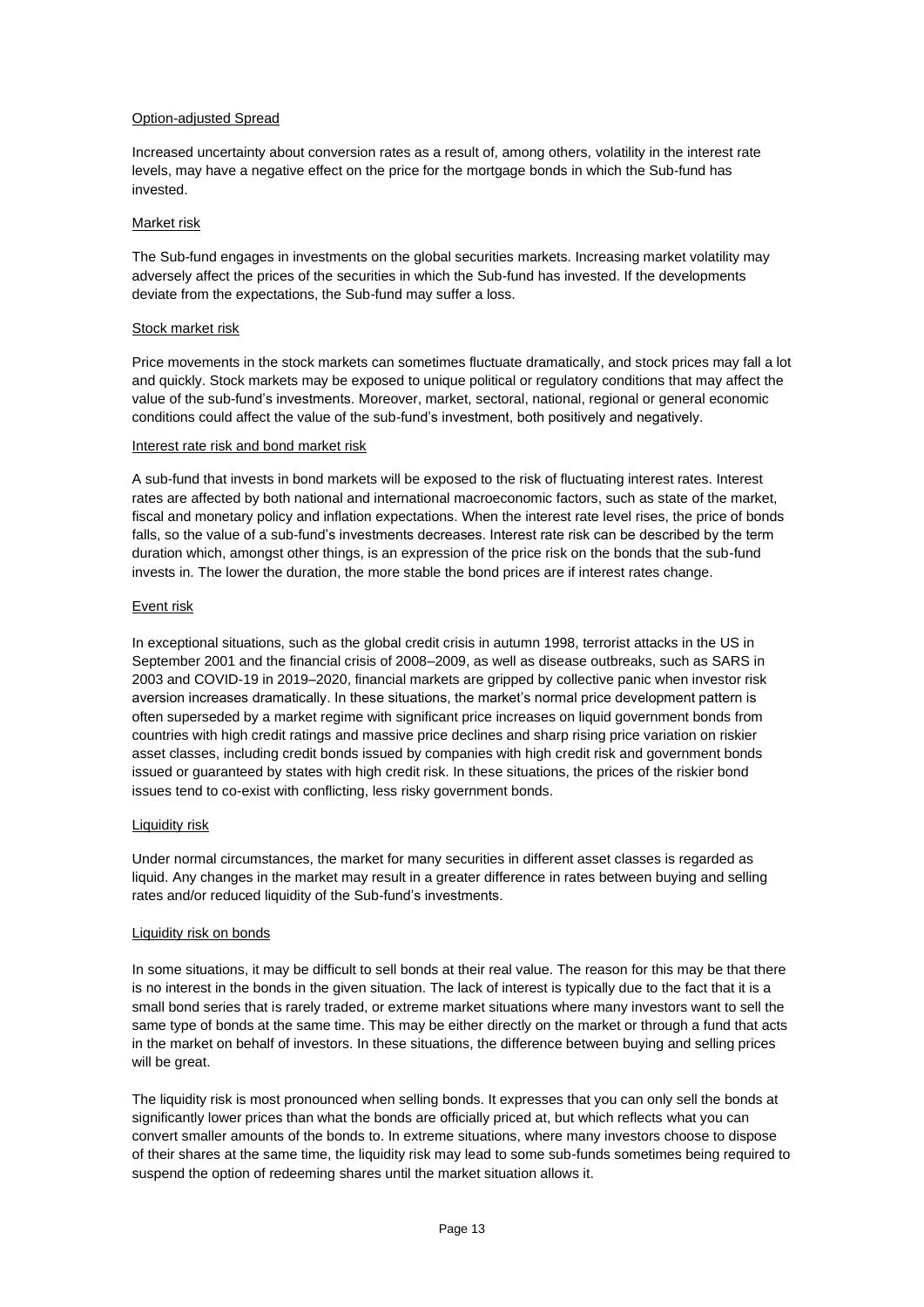Option-adjusted Spread

Increased uncertainty about conversion rates as a result of, among others, volatility in the interest rate levels, may have a negative effect on the price for the mortgage bonds in which the Sub-fund has invested.

Market risk

The Sub-fund engages in investments on the global securities markets. Increasing market volatility may adversely affect the prices of the securities in which the Sub-fund has invested. If the developments deviate from the expectations, the Sub-fund may suffer a loss.

Stock market risk

Price movements in the stock markets can sometimes fluctuate dramatically, and stock prices may fall a lot and quickly. Stock markets may be exposed to unique political or regulatory conditions that may affect the value of the sub-fund's investments. Moreover, market, sectoral, national, regional or general economic conditions could affect the value of the sub-fund's investment, both positively and negatively.

Interest rate risk and bond market risk

A sub-fund that invests in bond markets will be exposed to the risk of fluctuating interest rates. Interest rates are affected by both national and international macroeconomic factors, such as state of the market, fiscal and monetary policy and inflation expectations. When the interest rate level rises, the price of bonds falls, so the value of a sub-fund's investments decreases. Interest rate risk can be described by the term duration which, amongst other things, is an expression of the price risk on the bonds that the sub-fund invests in. The lower the duration, the more stable the bond prices are if interest rates change.

Event risk

In exceptional situations, such as the global credit crisis in autumn 1998, terrorist attacks in the US in September 2001 and the financial crisis of 2008–2009, as well as disease outbreaks, such as SARS in 2003 and COVID-19 in 2019–2020, financial markets are gripped by collective panic when investor risk aversion increases dramatically. In these situations, the market's normal price development pattern is often superseded by a market regime with significant price increases on liquid government bonds from countries with high credit ratings and massive price declines and sharp rising price variation on riskier asset classes, including credit bonds issued by companies with high credit risk and government bonds issued or guaranteed by states with high credit risk. In these situations, the prices of the riskier bond issues tend to co-exist with conflicting, less risky government bonds.

Liquidity risk

Under normal circumstances, the market for many securities in different asset classes is regarded as liquid. Any changes in the market may result in a greater difference in rates between buying and selling rates and/or reduced liquidity of the Sub-fund's investments.

Liquidity risk on bonds

In some situations, it may be difficult to sell bonds at their real value. The reason for this may be that there is no interest in the bonds in the given situation. The lack of interest is typically due to the fact that it is a small bond series that is rarely traded, or extreme market situations where many investors want to sell the same type of bonds at the same time. This may be either directly on the market or through a fund that acts in the market on behalf of investors. In these situations, the difference between buying and selling prices will be great.

The liquidity risk is most pronounced when selling bonds. It expresses that you can only sell the bonds at significantly lower prices than what the bonds are officially priced at, but which reflects what you can convert smaller amounts of the bonds to. In extreme situations, where many investors choose to dispose of their shares at the same time, the liquidity risk may lead to some sub-funds sometimes being required to suspend the option of redeeming shares until the market situation allows it.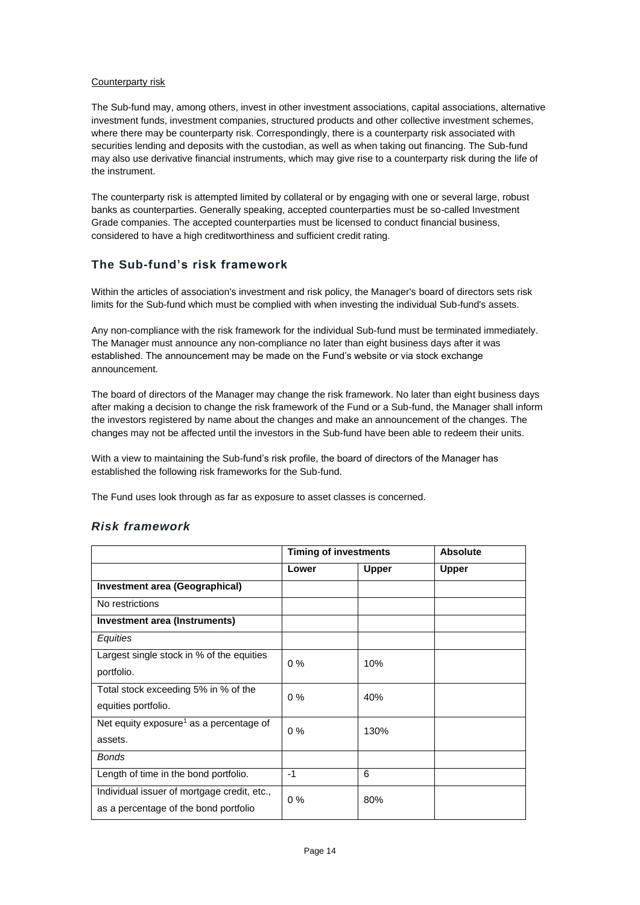Counterparty risk

The Sub-fund may, among others, invest in other investment associations, capital associations, alternative investment funds, investment companies, structured products and other collective investment schemes, where there may be counterparty risk. Correspondingly, there is a counterparty risk associated with securities lending and deposits with the custodian, as well as when taking out financing. The Sub-fund may also use derivative financial instruments, which may give rise to a counterparty risk during the life of the instrument.

The counterparty risk is attempted limited by collateral or by engaging with one or several large, robust banks as counterparties. Generally speaking, accepted counterparties must be so-called Investment Grade companies. The accepted counterparties must be licensed to conduct financial business, considered to have a high creditworthiness and sufficient credit rating.

## The Sub-fund's risk framework

Within the articles of association's investment and risk policy, the Manager's board of directors sets risk limits for the Sub-fund which must be complied with when investing the individual Sub-fund's assets.

Any non-compliance with the risk framework for the individual Sub-fund must be terminated immediately. The Manager must announce any non-compliance no later than eight business days after it was established. The announcement may be made on the Fund's website or via stock exchange announcement.

The board of directors of the Manager may change the risk framework. No later than eight business days after making a decision to change the risk framework of the Fund or a Sub-fund, the Manager shall inform the investors registered by name about the changes and make an announcement of the changes. The changes may not be affected until the investors in the Sub-fund have been able to redeem their units.

With a view to maintaining the Sub-fund's risk profile, the board of directors of the Manager has established the following risk frameworks for the Sub-fund.

The Fund uses look through as far as exposure to asset classes is concerned.

### *Risk framework*

| | **Timing of investments** | | **Absolute** |
|---|---|---|---|
| | **Lower** | **Upper** | **Upper** |
| **Investment area (Geographical)** | | | |
| No restrictions | | | |
| **Investment area (Instruments)** | | | |
| *Equities* | | | |
| Largest single stock in % of the equities portfolio. | 0 % | 10% | |
| Total stock exceeding 5% in % of the equities portfolio. | 0 % | 40% | |
| Net equity exposure[1] as a percentage of assets. | 0 % | 130% | |
| *Bonds* | | | |
| Length of time in the bond portfolio. | -1 | 6 | |
| Individual issuer of mortgage credit, etc., as a percentage of the bond portfolio | 0 % | 80% | |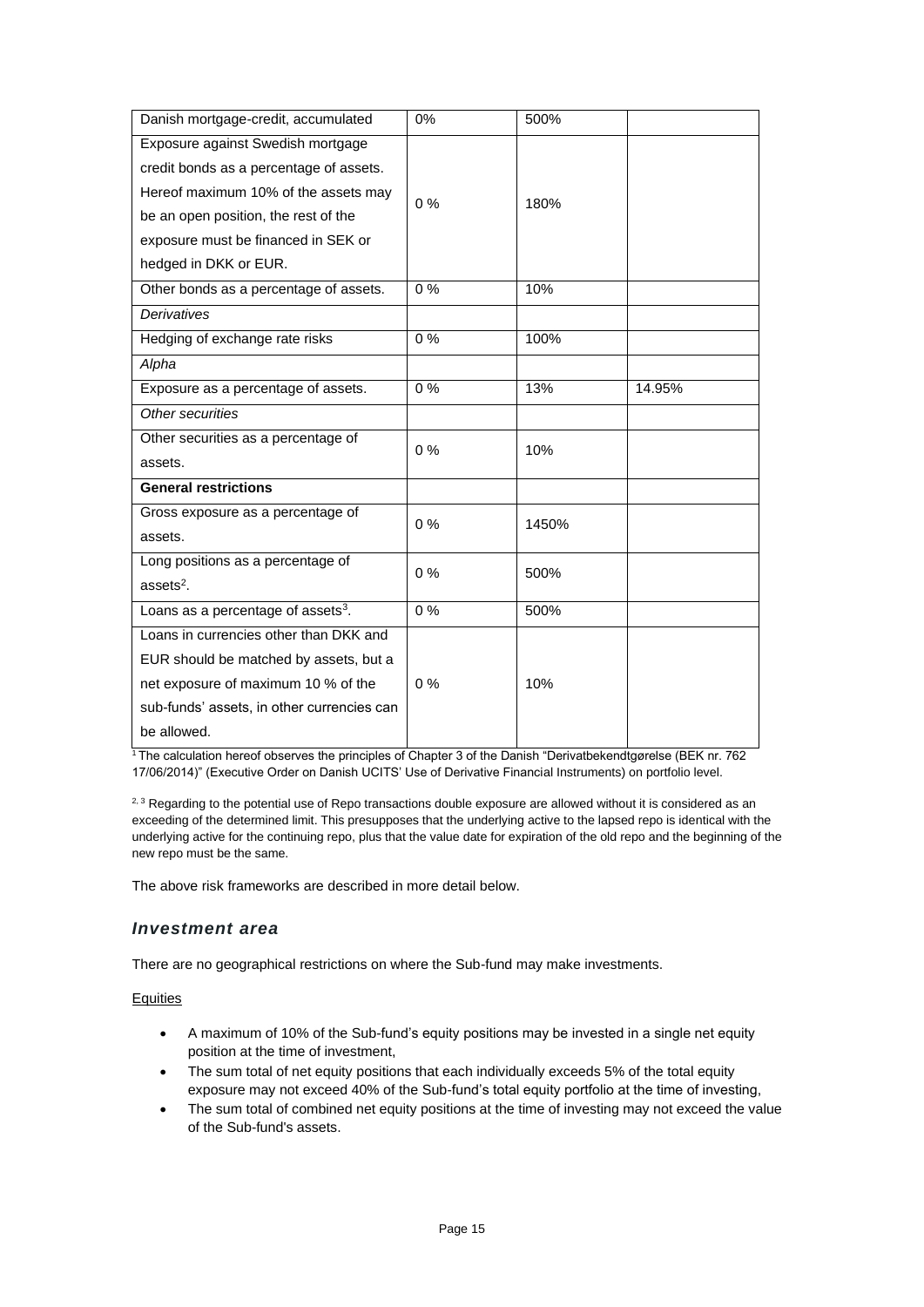| Danish mortgage-credit, accumulated | 0% | 500% | |
|---|---|---|---|
| Exposure against Swedish mortgage credit bonds as a percentage of assets. Hereof maximum 10% of the assets may be an open position, the rest of the exposure must be financed in SEK or hedged in DKK or EUR. | 0 % | 180% | |
| Other bonds as a percentage of assets. | 0 % | 10% | |
| *Derivatives* | | | |
| Hedging of exchange rate risks | 0 % | 100% | |
| *Alpha* | | | |
| Exposure as a percentage of assets. | 0 % | 13% | 14.95% |
| *Other securities* | | | |
| Other securities as a percentage of assets. | 0 % | 10% | |
| **General restrictions** | | | |
| Gross exposure as a percentage of assets. | 0 % | 1450% | |
| Long positions as a percentage of assets[2]. | 0 % | 500% | |
| Loans as a percentage of assets[3]. | 0 % | 500% | |
| Loans in currencies other than DKK and EUR should be matched by assets, but a net exposure of maximum 10 % of the sub-funds' assets, in other currencies can be allowed. | 0 % | 10% | |

[1] The calculation hereof observes the principles of Chapter 3 of the Danish "Derivatbekendtgørelse (BEK nr. 762 17/06/2014)" (Executive Order on Danish UCITS' Use of Derivative Financial Instruments) on portfolio level.

[2, 3] Regarding to the potential use of Repo transactions double exposure are allowed without it is considered as an exceeding of the determined limit. This presupposes that the underlying active to the lapsed repo is identical with the underlying active for the continuing repo, plus that the value date for expiration of the old repo and the beginning of the new repo must be the same.

The above risk frameworks are described in more detail below.

## *Investment area*

There are no geographical restrictions on where the Sub-fund may make investments.

Equities

- A maximum of 10% of the Sub-fund's equity positions may be invested in a single net equity position at the time of investment,
- The sum total of net equity positions that each individually exceeds 5% of the total equity exposure may not exceed 40% of the Sub-fund's total equity portfolio at the time of investing,
- The sum total of combined net equity positions at the time of investing may not exceed the value of the Sub-fund's assets.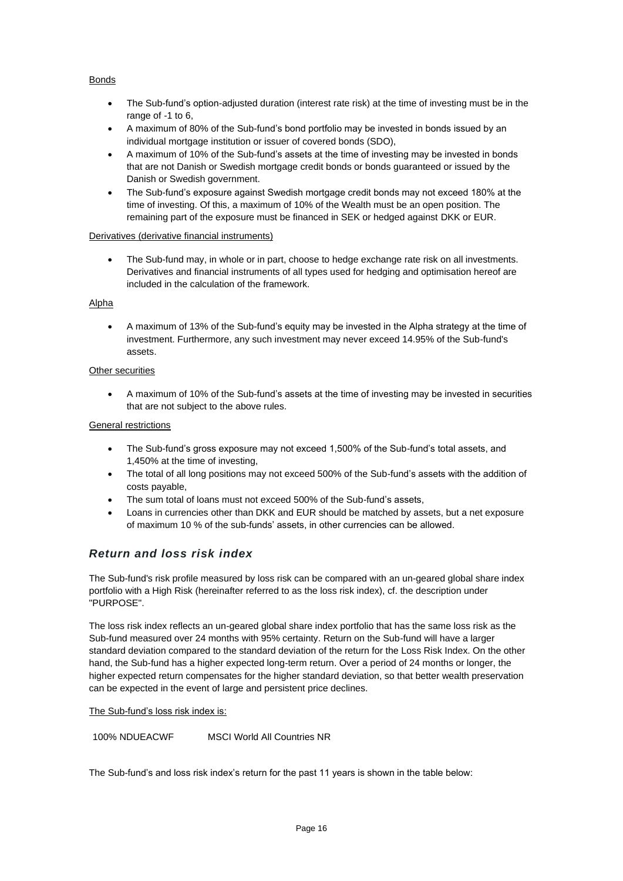Bonds

- The Sub-fund's option-adjusted duration (interest rate risk) at the time of investing must be in the range of -1 to 6,
- A maximum of 80% of the Sub-fund's bond portfolio may be invested in bonds issued by an individual mortgage institution or issuer of covered bonds (SDO),
- A maximum of 10% of the Sub-fund's assets at the time of investing may be invested in bonds that are not Danish or Swedish mortgage credit bonds or bonds guaranteed or issued by the Danish or Swedish government.
- The Sub-fund's exposure against Swedish mortgage credit bonds may not exceed 180% at the time of investing. Of this, a maximum of 10% of the Wealth must be an open position. The remaining part of the exposure must be financed in SEK or hedged against DKK or EUR.

Derivatives (derivative financial instruments)

- The Sub-fund may, in whole or in part, choose to hedge exchange rate risk on all investments. Derivatives and financial instruments of all types used for hedging and optimisation hereof are included in the calculation of the framework.

Alpha

- A maximum of 13% of the Sub-fund's equity may be invested in the Alpha strategy at the time of investment. Furthermore, any such investment may never exceed 14.95% of the Sub-fund's assets.

Other securities

- A maximum of 10% of the Sub-fund's assets at the time of investing may be invested in securities that are not subject to the above rules.

General restrictions

- The Sub-fund's gross exposure may not exceed 1,500% of the Sub-fund's total assets, and 1,450% at the time of investing,
- The total of all long positions may not exceed 500% of the Sub-fund's assets with the addition of costs payable,
- The sum total of loans must not exceed 500% of the Sub-fund's assets,
- Loans in currencies other than DKK and EUR should be matched by assets, but a net exposure of maximum 10 % of the sub-funds' assets, in other currencies can be allowed.

## *Return and loss risk index*

The Sub-fund's risk profile measured by loss risk can be compared with an un-geared global share index portfolio with a High Risk (hereinafter referred to as the loss risk index), cf. the description under "PURPOSE".

The loss risk index reflects an un-geared global share index portfolio that has the same loss risk as the Sub-fund measured over 24 months with 95% certainty. Return on the Sub-fund will have a larger standard deviation compared to the standard deviation of the return for the Loss Risk Index. On the other hand, the Sub-fund has a higher expected long-term return. Over a period of 24 months or longer, the higher expected return compensates for the higher standard deviation, so that better wealth preservation can be expected in the event of large and persistent price declines.

The Sub-fund's loss risk index is:

| 100% NDUEACWF | MSCI World All Countries NR |
|---|---|

The Sub-fund's and loss risk index's return for the past 11 years is shown in the table below: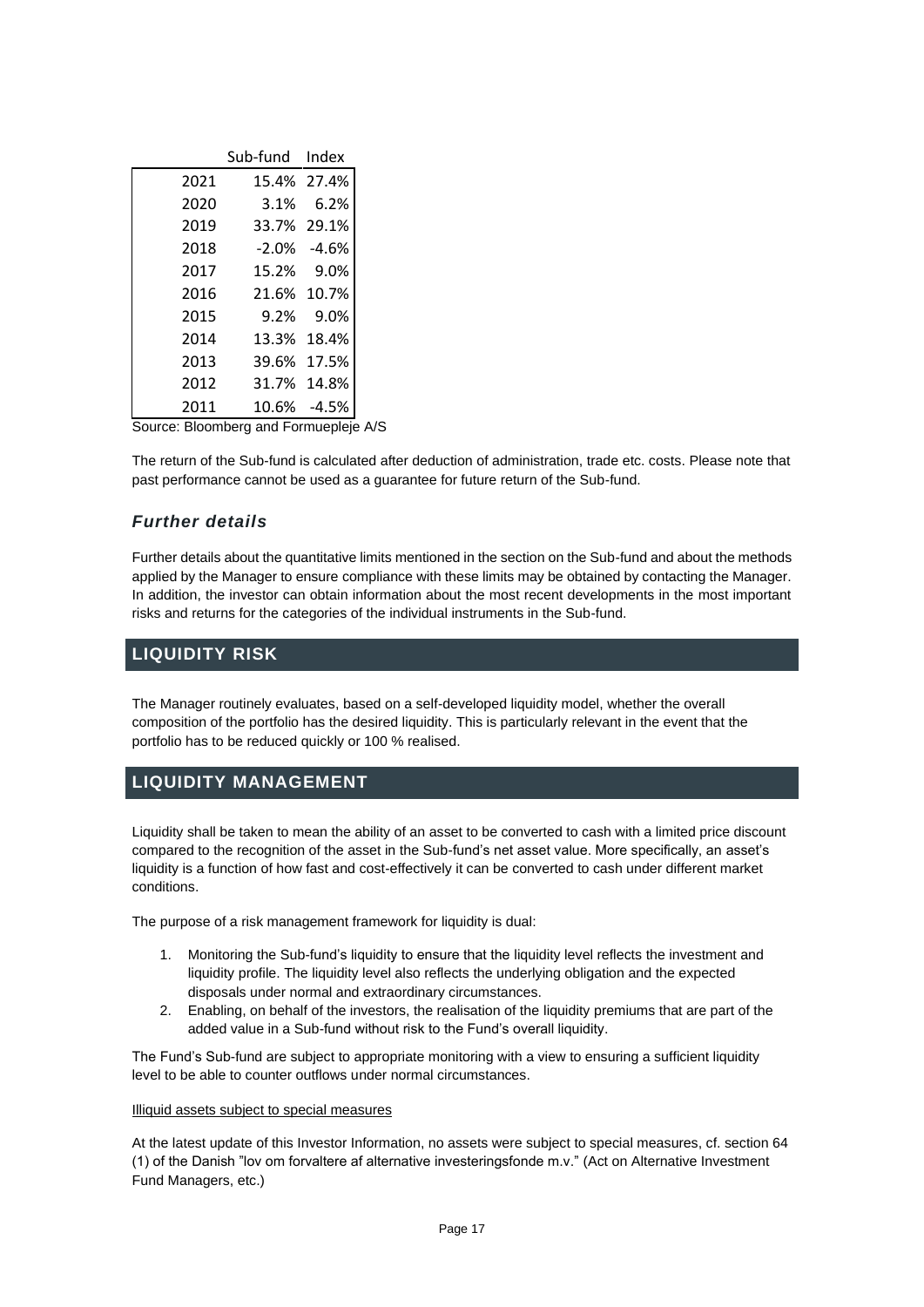| | Sub-fund | Index |
|---|---|---|
| 2021 | 15.4% | 27.4% |
| 2020 | 3.1% | 6.2% |
| 2019 | 33.7% | 29.1% |
| 2018 | -2.0% | -4.6% |
| 2017 | 15.2% | 9.0% |
| 2016 | 21.6% | 10.7% |
| 2015 | 9.2% | 9.0% |
| 2014 | 13.3% | 18.4% |
| 2013 | 39.6% | 17.5% |
| 2012 | 31.7% | 14.8% |
| 2011 | 10.6% | -4.5% |

Source: Bloomberg and Formuepleje A/S

The return of the Sub-fund is calculated after deduction of administration, trade etc. costs. Please note that past performance cannot be used as a guarantee for future return of the Sub-fund.

### *Further details*

Further details about the quantitative limits mentioned in the section on the Sub-fund and about the methods applied by the Manager to ensure compliance with these limits may be obtained by contacting the Manager. In addition, the investor can obtain information about the most recent developments in the most important risks and returns for the categories of the individual instruments in the Sub-fund.

## LIQUIDITY RISK

The Manager routinely evaluates, based on a self-developed liquidity model, whether the overall composition of the portfolio has the desired liquidity. This is particularly relevant in the event that the portfolio has to be reduced quickly or 100 % realised.

## LIQUIDITY MANAGEMENT

Liquidity shall be taken to mean the ability of an asset to be converted to cash with a limited price discount compared to the recognition of the asset in the Sub-fund's net asset value. More specifically, an asset's liquidity is a function of how fast and cost-effectively it can be converted to cash under different market conditions.

The purpose of a risk management framework for liquidity is dual:

1. Monitoring the Sub-fund's liquidity to ensure that the liquidity level reflects the investment and liquidity profile. The liquidity level also reflects the underlying obligation and the expected disposals under normal and extraordinary circumstances.
2. Enabling, on behalf of the investors, the realisation of the liquidity premiums that are part of the added value in a Sub-fund without risk to the Fund's overall liquidity.

The Fund's Sub-fund are subject to appropriate monitoring with a view to ensuring a sufficient liquidity level to be able to counter outflows under normal circumstances.

Illiquid assets subject to special measures

At the latest update of this Investor Information, no assets were subject to special measures, cf. section 64 (1) of the Danish "lov om forvaltere af alternative investeringsfonde m.v." (Act on Alternative Investment Fund Managers, etc.)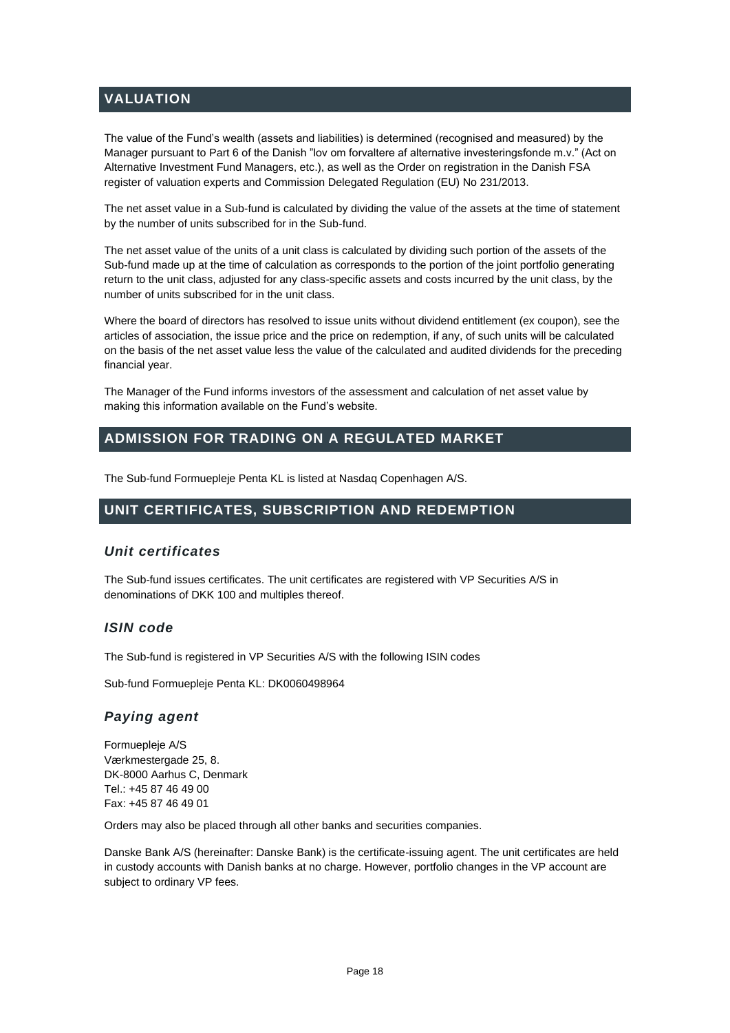## VALUATION

The value of the Fund's wealth (assets and liabilities) is determined (recognised and measured) by the Manager pursuant to Part 6 of the Danish "lov om forvaltere af alternative investeringsfonde m.v." (Act on Alternative Investment Fund Managers, etc.), as well as the Order on registration in the Danish FSA register of valuation experts and Commission Delegated Regulation (EU) No 231/2013.

The net asset value in a Sub-fund is calculated by dividing the value of the assets at the time of statement by the number of units subscribed for in the Sub-fund.

The net asset value of the units of a unit class is calculated by dividing such portion of the assets of the Sub-fund made up at the time of calculation as corresponds to the portion of the joint portfolio generating return to the unit class, adjusted for any class-specific assets and costs incurred by the unit class, by the number of units subscribed for in the unit class.

Where the board of directors has resolved to issue units without dividend entitlement (ex coupon), see the articles of association, the issue price and the price on redemption, if any, of such units will be calculated on the basis of the net asset value less the value of the calculated and audited dividends for the preceding financial year.

The Manager of the Fund informs investors of the assessment and calculation of net asset value by making this information available on the Fund's website.

## ADMISSION FOR TRADING ON A REGULATED MARKET

The Sub-fund Formuepleje Penta KL is listed at Nasdaq Copenhagen A/S.

## UNIT CERTIFICATES, SUBSCRIPTION AND REDEMPTION

### *Unit certificates*

The Sub-fund issues certificates. The unit certificates are registered with VP Securities A/S in denominations of DKK 100 and multiples thereof.

### *ISIN code*

The Sub-fund is registered in VP Securities A/S with the following ISIN codes

Sub-fund Formuepleje Penta KL: DK0060498964

### *Paying agent*

Formuepleje A/S  
Værkmestergade 25, 8.  
DK-8000 Aarhus C, Denmark  
Tel.: +45 87 46 49 00  
Fax: +45 87 46 49 01

Orders may also be placed through all other banks and securities companies.

Danske Bank A/S (hereinafter: Danske Bank) is the certificate-issuing agent. The unit certificates are held in custody accounts with Danish banks at no charge. However, portfolio changes in the VP account are subject to ordinary VP fees.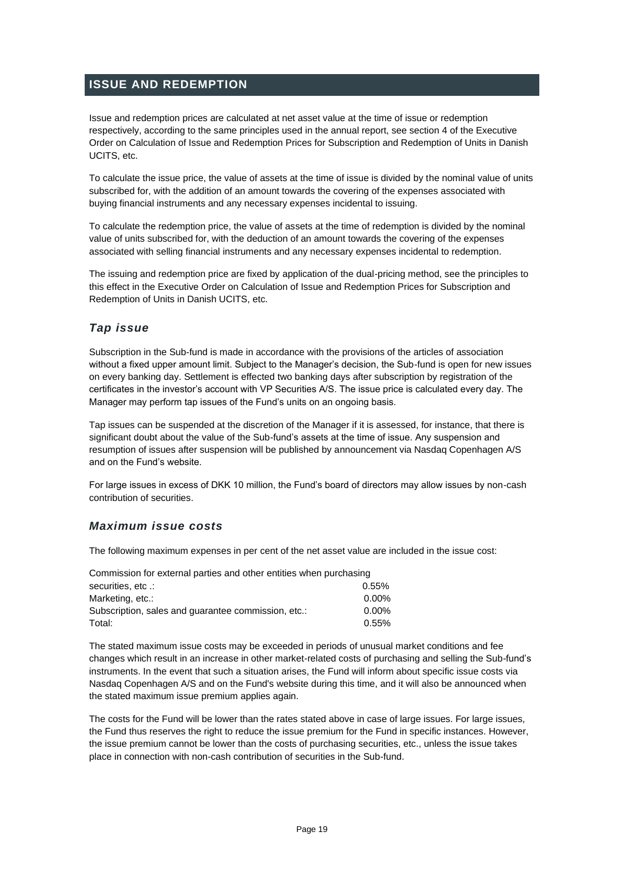## ISSUE AND REDEMPTION

Issue and redemption prices are calculated at net asset value at the time of issue or redemption respectively, according to the same principles used in the annual report, see section 4 of the Executive Order on Calculation of Issue and Redemption Prices for Subscription and Redemption of Units in Danish UCITS, etc.

To calculate the issue price, the value of assets at the time of issue is divided by the nominal value of units subscribed for, with the addition of an amount towards the covering of the expenses associated with buying financial instruments and any necessary expenses incidental to issuing.

To calculate the redemption price, the value of assets at the time of redemption is divided by the nominal value of units subscribed for, with the deduction of an amount towards the covering of the expenses associated with selling financial instruments and any necessary expenses incidental to redemption.

The issuing and redemption price are fixed by application of the dual-pricing method, see the principles to this effect in the Executive Order on Calculation of Issue and Redemption Prices for Subscription and Redemption of Units in Danish UCITS, etc.

### *Tap issue*

Subscription in the Sub-fund is made in accordance with the provisions of the articles of association without a fixed upper amount limit. Subject to the Manager's decision, the Sub-fund is open for new issues on every banking day. Settlement is effected two banking days after subscription by registration of the certificates in the investor's account with VP Securities A/S. The issue price is calculated every day. The Manager may perform tap issues of the Fund's units on an ongoing basis.

Tap issues can be suspended at the discretion of the Manager if it is assessed, for instance, that there is significant doubt about the value of the Sub-fund's assets at the time of issue. Any suspension and resumption of issues after suspension will be published by announcement via Nasdaq Copenhagen A/S and on the Fund's website.

For large issues in excess of DKK 10 million, the Fund's board of directors may allow issues by non-cash contribution of securities.

### *Maximum issue costs*

The following maximum expenses in per cent of the net asset value are included in the issue cost:

| | |
|---|---|
| Commission for external parties and other entities when purchasing securities, etc .: | 0.55% |
| Marketing, etc.: | 0.00% |
| Subscription, sales and guarantee commission, etc.: | 0.00% |
| Total: | 0.55% |

The stated maximum issue costs may be exceeded in periods of unusual market conditions and fee changes which result in an increase in other market-related costs of purchasing and selling the Sub-fund's instruments. In the event that such a situation arises, the Fund will inform about specific issue costs via Nasdaq Copenhagen A/S and on the Fund's website during this time, and it will also be announced when the stated maximum issue premium applies again.

The costs for the Fund will be lower than the rates stated above in case of large issues. For large issues, the Fund thus reserves the right to reduce the issue premium for the Fund in specific instances. However, the issue premium cannot be lower than the costs of purchasing securities, etc., unless the issue takes place in connection with non-cash contribution of securities in the Sub-fund.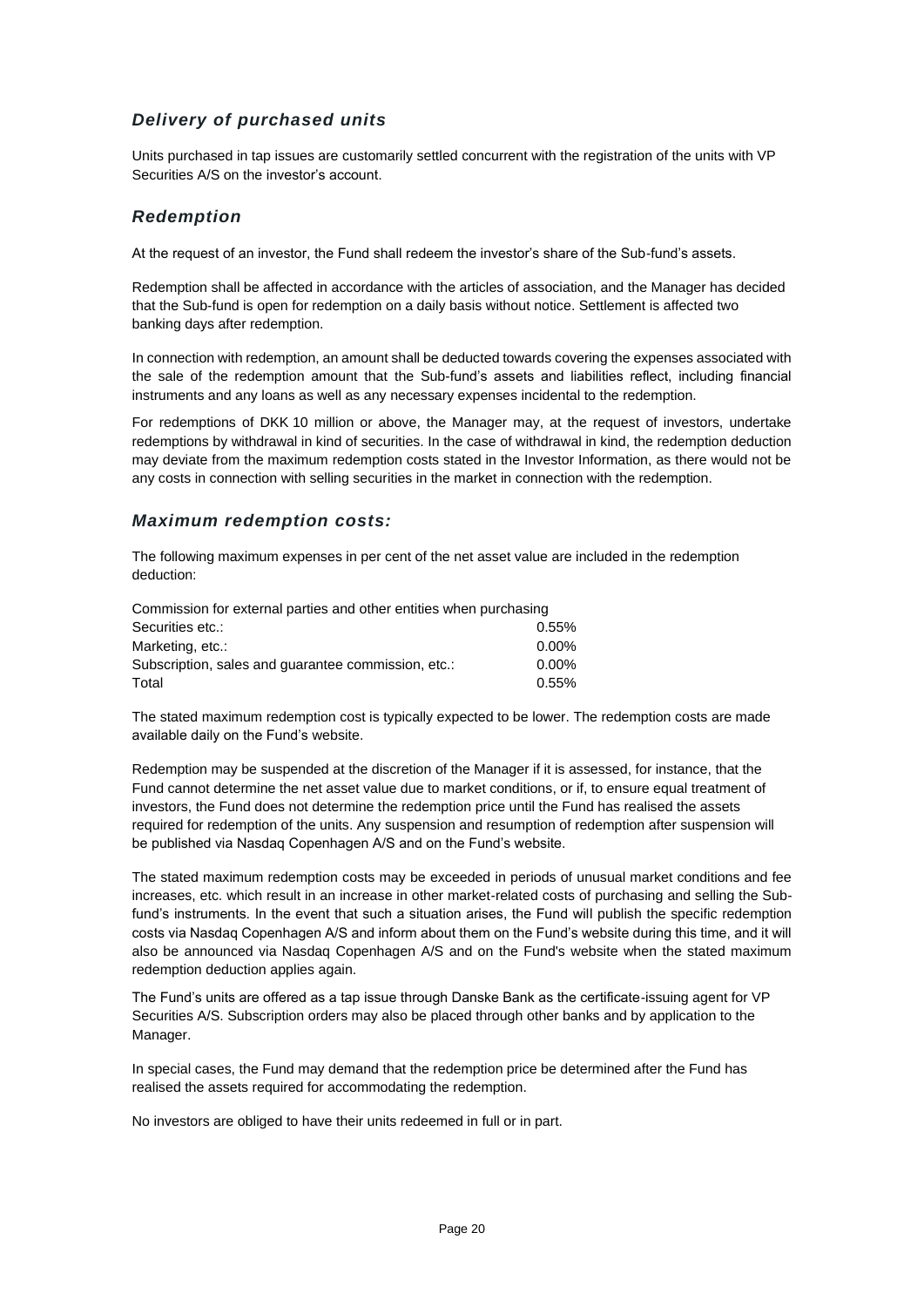### *Delivery of purchased units*

Units purchased in tap issues are customarily settled concurrent with the registration of the units with VP Securities A/S on the investor's account.

### *Redemption*

At the request of an investor, the Fund shall redeem the investor's share of the Sub-fund's assets.

Redemption shall be affected in accordance with the articles of association, and the Manager has decided that the Sub-fund is open for redemption on a daily basis without notice. Settlement is affected two banking days after redemption.

In connection with redemption, an amount shall be deducted towards covering the expenses associated with the sale of the redemption amount that the Sub-fund's assets and liabilities reflect, including financial instruments and any loans as well as any necessary expenses incidental to the redemption.

For redemptions of DKK 10 million or above, the Manager may, at the request of investors, undertake redemptions by withdrawal in kind of securities. In the case of withdrawal in kind, the redemption deduction may deviate from the maximum redemption costs stated in the Investor Information, as there would not be any costs in connection with selling securities in the market in connection with the redemption.

### *Maximum redemption costs:*

The following maximum expenses in per cent of the net asset value are included in the redemption deduction:

| Commission for external parties and other entities when purchasing | |
|---|---|
| Securities etc.: | 0.55% |
| Marketing, etc.: | 0.00% |
| Subscription, sales and guarantee commission, etc.: | 0.00% |
| Total | 0.55% |

The stated maximum redemption cost is typically expected to be lower. The redemption costs are made available daily on the Fund's website.

Redemption may be suspended at the discretion of the Manager if it is assessed, for instance, that the Fund cannot determine the net asset value due to market conditions, or if, to ensure equal treatment of investors, the Fund does not determine the redemption price until the Fund has realised the assets required for redemption of the units. Any suspension and resumption of redemption after suspension will be published via Nasdaq Copenhagen A/S and on the Fund's website.

The stated maximum redemption costs may be exceeded in periods of unusual market conditions and fee increases, etc. which result in an increase in other market-related costs of purchasing and selling the Sub-fund's instruments. In the event that such a situation arises, the Fund will publish the specific redemption costs via Nasdaq Copenhagen A/S and inform about them on the Fund's website during this time, and it will also be announced via Nasdaq Copenhagen A/S and on the Fund's website when the stated maximum redemption deduction applies again.

The Fund's units are offered as a tap issue through Danske Bank as the certificate-issuing agent for VP Securities A/S. Subscription orders may also be placed through other banks and by application to the Manager.

In special cases, the Fund may demand that the redemption price be determined after the Fund has realised the assets required for accommodating the redemption.

No investors are obliged to have their units redeemed in full or in part.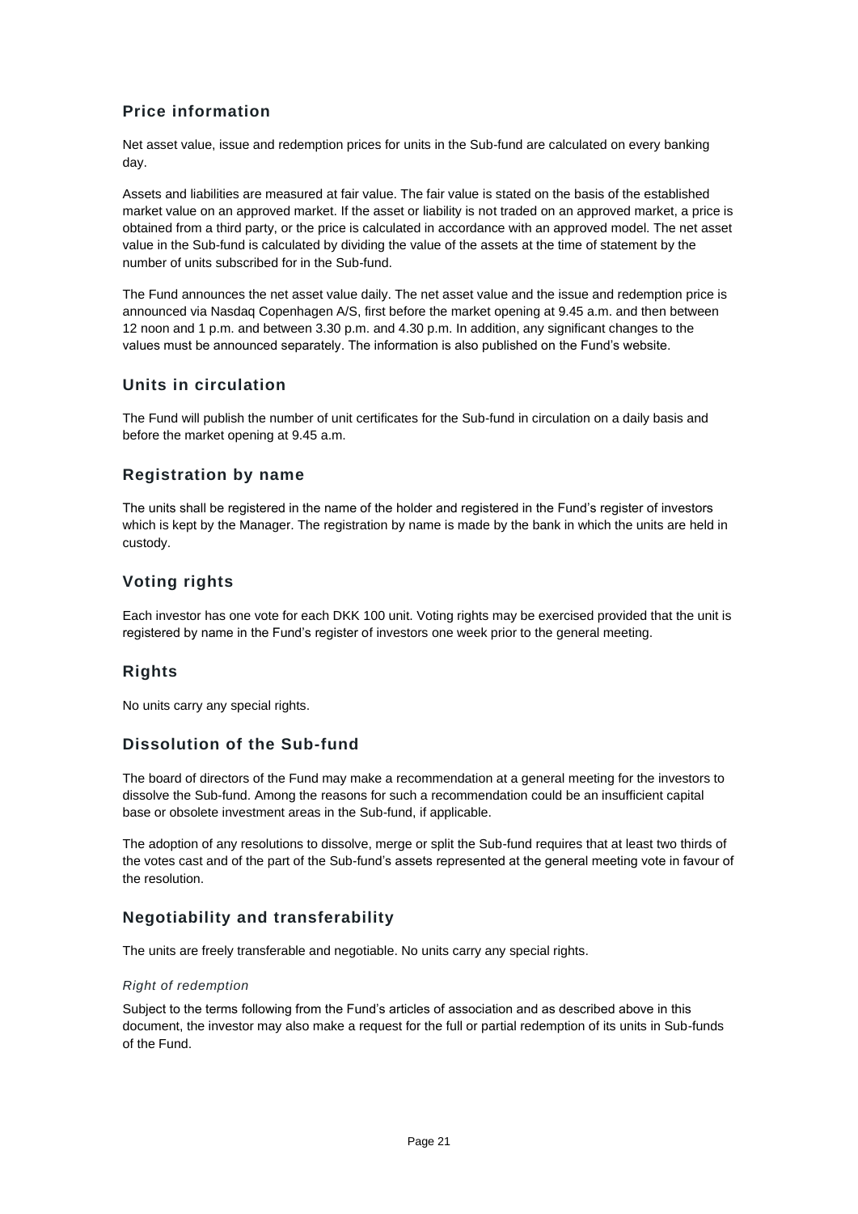## Price information

Net asset value, issue and redemption prices for units in the Sub-fund are calculated on every banking day.

Assets and liabilities are measured at fair value. The fair value is stated on the basis of the established market value on an approved market. If the asset or liability is not traded on an approved market, a price is obtained from a third party, or the price is calculated in accordance with an approved model. The net asset value in the Sub-fund is calculated by dividing the value of the assets at the time of statement by the number of units subscribed for in the Sub-fund.

The Fund announces the net asset value daily. The net asset value and the issue and redemption price is announced via Nasdaq Copenhagen A/S, first before the market opening at 9.45 a.m. and then between 12 noon and 1 p.m. and between 3.30 p.m. and 4.30 p.m. In addition, any significant changes to the values must be announced separately. The information is also published on the Fund's website.

## Units in circulation

The Fund will publish the number of unit certificates for the Sub-fund in circulation on a daily basis and before the market opening at 9.45 a.m.

## Registration by name

The units shall be registered in the name of the holder and registered in the Fund's register of investors which is kept by the Manager. The registration by name is made by the bank in which the units are held in custody.

## Voting rights

Each investor has one vote for each DKK 100 unit. Voting rights may be exercised provided that the unit is registered by name in the Fund's register of investors one week prior to the general meeting.

## Rights

No units carry any special rights.

## Dissolution of the Sub-fund

The board of directors of the Fund may make a recommendation at a general meeting for the investors to dissolve the Sub-fund. Among the reasons for such a recommendation could be an insufficient capital base or obsolete investment areas in the Sub-fund, if applicable.

The adoption of any resolutions to dissolve, merge or split the Sub-fund requires that at least two thirds of the votes cast and of the part of the Sub-fund's assets represented at the general meeting vote in favour of the resolution.

## Negotiability and transferability

The units are freely transferable and negotiable. No units carry any special rights.

### *Right of redemption*

Subject to the terms following from the Fund's articles of association and as described above in this document, the investor may also make a request for the full or partial redemption of its units in Sub-funds of the Fund.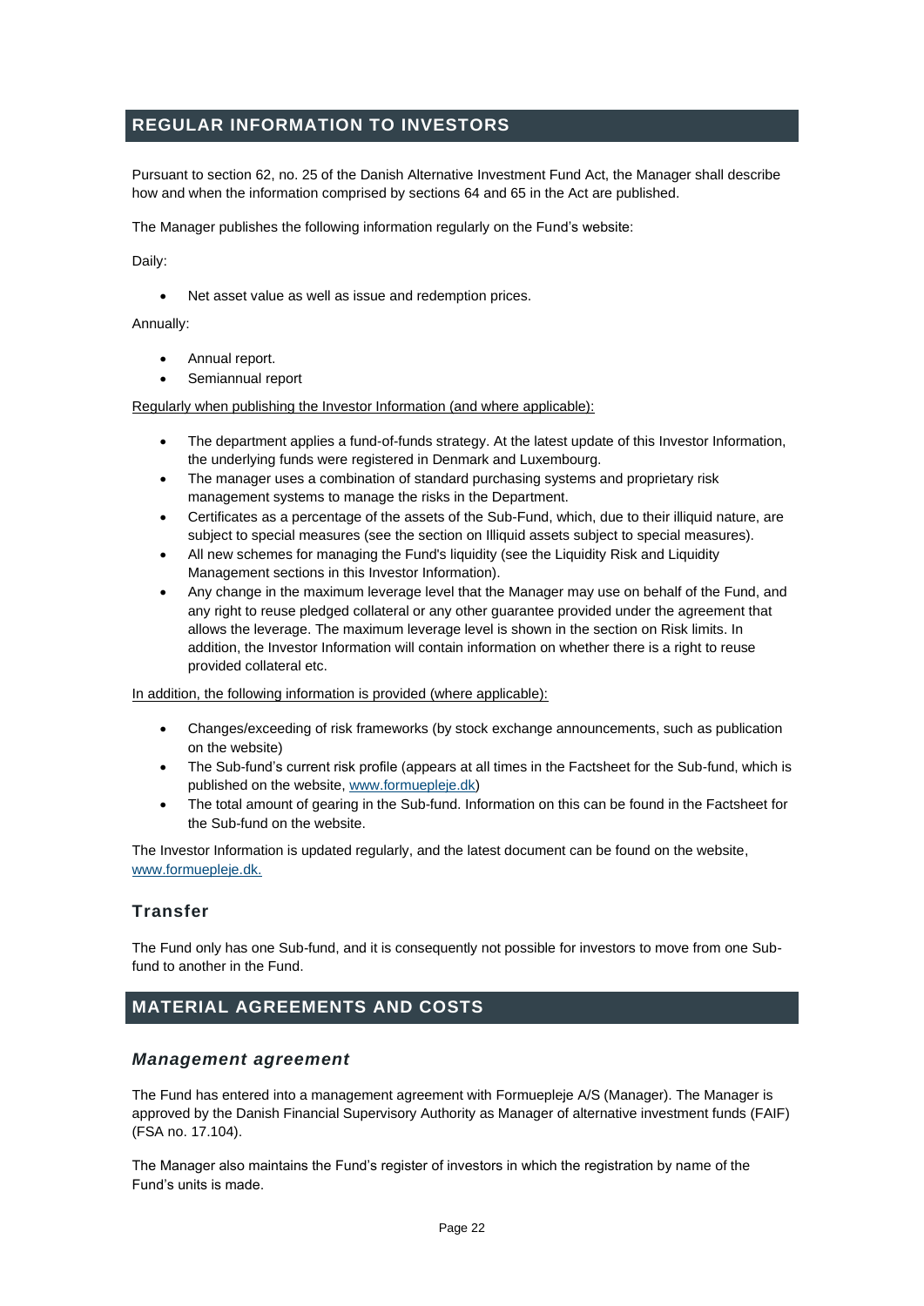## REGULAR INFORMATION TO INVESTORS

Pursuant to section 62, no. 25 of the Danish Alternative Investment Fund Act, the Manager shall describe how and when the information comprised by sections 64 and 65 in the Act are published.

The Manager publishes the following information regularly on the Fund's website:

Daily:

- Net asset value as well as issue and redemption prices.

Annually:

- Annual report.
- Semiannual report

Regularly when publishing the Investor Information (and where applicable):

- The department applies a fund-of-funds strategy. At the latest update of this Investor Information, the underlying funds were registered in Denmark and Luxembourg.
- The manager uses a combination of standard purchasing systems and proprietary risk management systems to manage the risks in the Department.
- Certificates as a percentage of the assets of the Sub-Fund, which, due to their illiquid nature, are subject to special measures (see the section on Illiquid assets subject to special measures).
- All new schemes for managing the Fund's liquidity (see the Liquidity Risk and Liquidity Management sections in this Investor Information).
- Any change in the maximum leverage level that the Manager may use on behalf of the Fund, and any right to reuse pledged collateral or any other guarantee provided under the agreement that allows the leverage. The maximum leverage level is shown in the section on Risk limits. In addition, the Investor Information will contain information on whether there is a right to reuse provided collateral etc.

In addition, the following information is provided (where applicable):

- Changes/exceeding of risk frameworks (by stock exchange announcements, such as publication on the website)
- The Sub-fund's current risk profile (appears at all times in the Factsheet for the Sub-fund, which is published on the website, www.formuepleje.dk)
- The total amount of gearing in the Sub-fund. Information on this can be found in the Factsheet for the Sub-fund on the website.

The Investor Information is updated regularly, and the latest document can be found on the website, www.formuepleje.dk.

### Transfer

The Fund only has one Sub-fund, and it is consequently not possible for investors to move from one Sub-fund to another in the Fund.

## MATERIAL AGREEMENTS AND COSTS

### *Management agreement*

The Fund has entered into a management agreement with Formuepleje A/S (Manager). The Manager is approved by the Danish Financial Supervisory Authority as Manager of alternative investment funds (FAIF) (FSA no. 17.104).

The Manager also maintains the Fund's register of investors in which the registration by name of the Fund's units is made.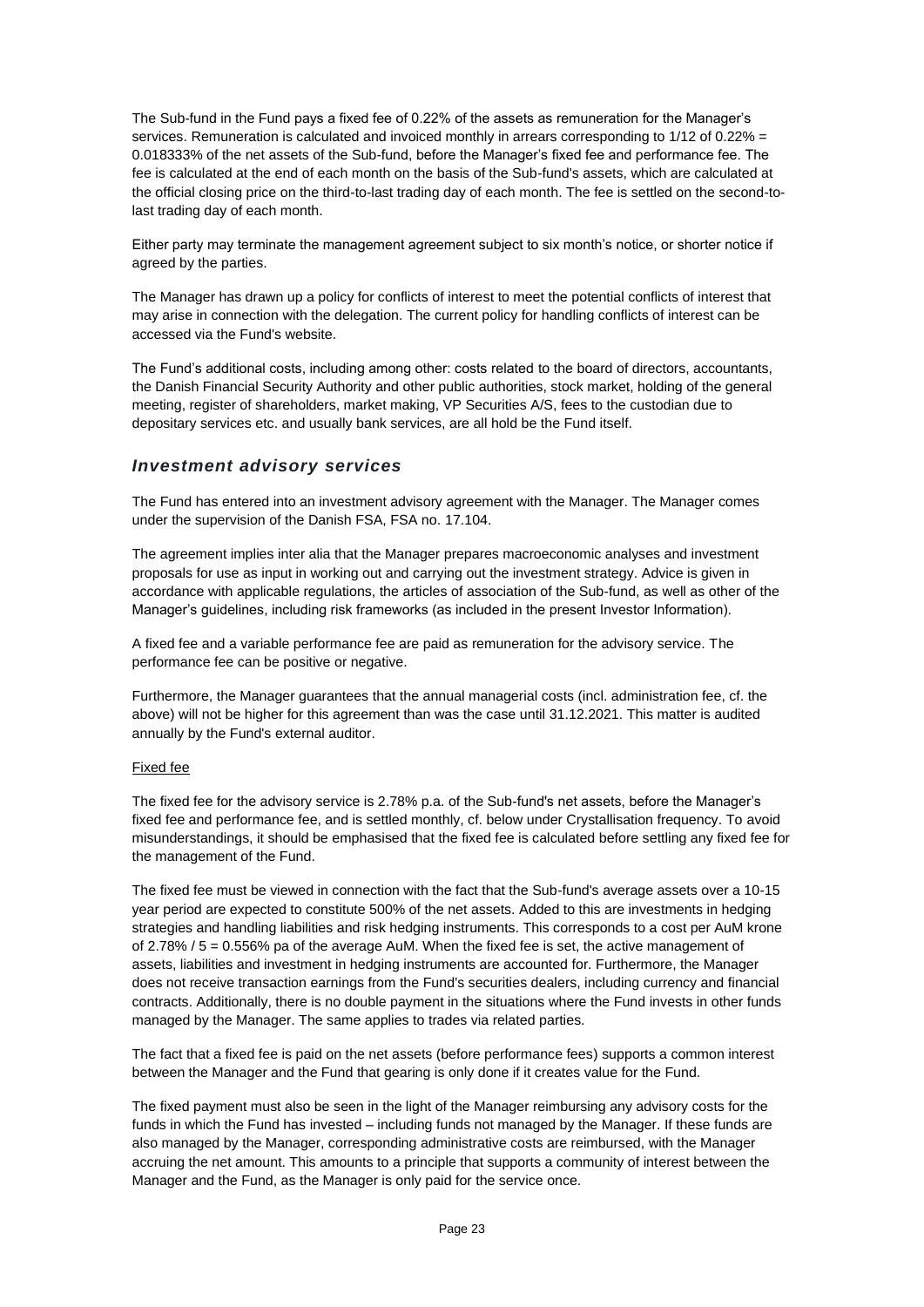The Sub-fund in the Fund pays a fixed fee of 0.22% of the assets as remuneration for the Manager's services. Remuneration is calculated and invoiced monthly in arrears corresponding to 1/12 of 0.22% = 0.018333% of the net assets of the Sub-fund, before the Manager's fixed fee and performance fee. The fee is calculated at the end of each month on the basis of the Sub-fund's assets, which are calculated at the official closing price on the third-to-last trading day of each month. The fee is settled on the second-to-last trading day of each month.

Either party may terminate the management agreement subject to six month's notice, or shorter notice if agreed by the parties.

The Manager has drawn up a policy for conflicts of interest to meet the potential conflicts of interest that may arise in connection with the delegation. The current policy for handling conflicts of interest can be accessed via the Fund's website.

The Fund's additional costs, including among other: costs related to the board of directors, accountants, the Danish Financial Security Authority and other public authorities, stock market, holding of the general meeting, register of shareholders, market making, VP Securities A/S, fees to the custodian due to depositary services etc. and usually bank services, are all hold be the Fund itself.

## *Investment advisory services*

The Fund has entered into an investment advisory agreement with the Manager. The Manager comes under the supervision of the Danish FSA, FSA no. 17.104.

The agreement implies inter alia that the Manager prepares macroeconomic analyses and investment proposals for use as input in working out and carrying out the investment strategy. Advice is given in accordance with applicable regulations, the articles of association of the Sub-fund, as well as other of the Manager's guidelines, including risk frameworks (as included in the present Investor Information).

A fixed fee and a variable performance fee are paid as remuneration for the advisory service. The performance fee can be positive or negative.

Furthermore, the Manager guarantees that the annual managerial costs (incl. administration fee, cf. the above) will not be higher for this agreement than was the case until 31.12.2021. This matter is audited annually by the Fund's external auditor.

Fixed fee

The fixed fee for the advisory service is 2.78% p.a. of the Sub-fund's net assets, before the Manager's fixed fee and performance fee, and is settled monthly, cf. below under Crystallisation frequency. To avoid misunderstandings, it should be emphasised that the fixed fee is calculated before settling any fixed fee for the management of the Fund.

The fixed fee must be viewed in connection with the fact that the Sub-fund's average assets over a 10-15 year period are expected to constitute 500% of the net assets. Added to this are investments in hedging strategies and handling liabilities and risk hedging instruments. This corresponds to a cost per AuM krone of 2.78% / 5 = 0.556% pa of the average AuM. When the fixed fee is set, the active management of assets, liabilities and investment in hedging instruments are accounted for. Furthermore, the Manager does not receive transaction earnings from the Fund's securities dealers, including currency and financial contracts. Additionally, there is no double payment in the situations where the Fund invests in other funds managed by the Manager. The same applies to trades via related parties.

The fact that a fixed fee is paid on the net assets (before performance fees) supports a common interest between the Manager and the Fund that gearing is only done if it creates value for the Fund.

The fixed payment must also be seen in the light of the Manager reimbursing any advisory costs for the funds in which the Fund has invested – including funds not managed by the Manager. If these funds are also managed by the Manager, corresponding administrative costs are reimbursed, with the Manager accruing the net amount. This amounts to a principle that supports a community of interest between the Manager and the Fund, as the Manager is only paid for the service once.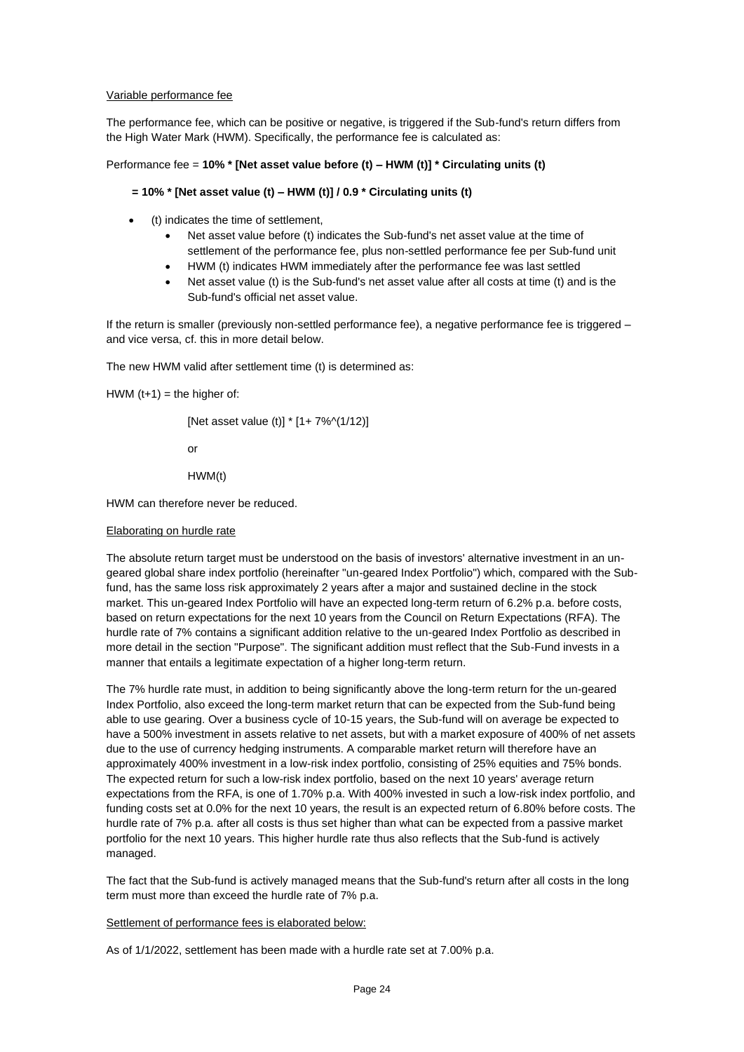Variable performance fee

The performance fee, which can be positive or negative, is triggered if the Sub-fund's return differs from the High Water Mark (HWM). Specifically, the performance fee is calculated as:

Performance fee = **10% * [Net asset value before (t) – HWM (t)] * Circulating units (t)**

**= 10% * [Net asset value (t) – HWM (t)] / 0.9 * Circulating units (t)**

- (t) indicates the time of settlement,
    - Net asset value before (t) indicates the Sub-fund's net asset value at the time of settlement of the performance fee, plus non-settled performance fee per Sub-fund unit
    - HWM (t) indicates HWM immediately after the performance fee was last settled
    - Net asset value (t) is the Sub-fund's net asset value after all costs at time (t) and is the Sub-fund's official net asset value.

If the return is smaller (previously non-settled performance fee), a negative performance fee is triggered – and vice versa, cf. this in more detail below.

The new HWM valid after settlement time (t) is determined as:

HWM (t+1) = the higher of:

[Net asset value (t)] * [1+ 7%^(1/12)]

or

HWM(t)

HWM can therefore never be reduced.

Elaborating on hurdle rate

The absolute return target must be understood on the basis of investors' alternative investment in an un-geared global share index portfolio (hereinafter "un-geared Index Portfolio") which, compared with the Sub-fund, has the same loss risk approximately 2 years after a major and sustained decline in the stock market. This un-geared Index Portfolio will have an expected long-term return of 6.2% p.a. before costs, based on return expectations for the next 10 years from the Council on Return Expectations (RFA). The hurdle rate of 7% contains a significant addition relative to the un-geared Index Portfolio as described in more detail in the section "Purpose". The significant addition must reflect that the Sub-Fund invests in a manner that entails a legitimate expectation of a higher long-term return.

The 7% hurdle rate must, in addition to being significantly above the long-term return for the un-geared Index Portfolio, also exceed the long-term market return that can be expected from the Sub-fund being able to use gearing. Over a business cycle of 10-15 years, the Sub-fund will on average be expected to have a 500% investment in assets relative to net assets, but with a market exposure of 400% of net assets due to the use of currency hedging instruments. A comparable market return will therefore have an approximately 400% investment in a low-risk index portfolio, consisting of 25% equities and 75% bonds. The expected return for such a low-risk index portfolio, based on the next 10 years' average return expectations from the RFA, is one of 1.70% p.a. With 400% invested in such a low-risk index portfolio, and funding costs set at 0.0% for the next 10 years, the result is an expected return of 6.80% before costs. The hurdle rate of 7% p.a. after all costs is thus set higher than what can be expected from a passive market portfolio for the next 10 years. This higher hurdle rate thus also reflects that the Sub-fund is actively managed.

The fact that the Sub-fund is actively managed means that the Sub-fund's return after all costs in the long term must more than exceed the hurdle rate of 7% p.a.

Settlement of performance fees is elaborated below:

As of 1/1/2022, settlement has been made with a hurdle rate set at 7.00% p.a.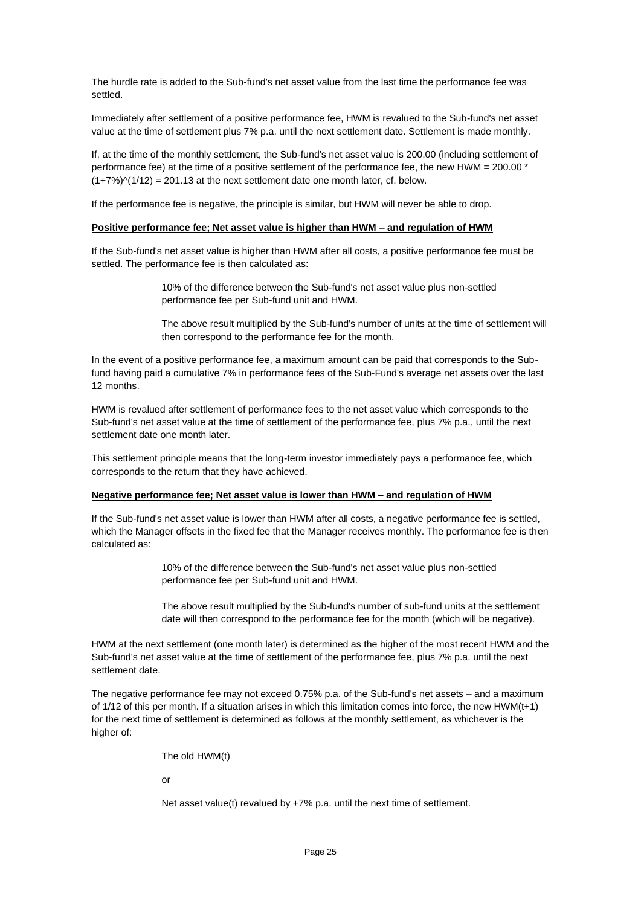The hurdle rate is added to the Sub-fund's net asset value from the last time the performance fee was settled.

Immediately after settlement of a positive performance fee, HWM is revalued to the Sub-fund's net asset value at the time of settlement plus 7% p.a. until the next settlement date. Settlement is made monthly.

If, at the time of the monthly settlement, the Sub-fund's net asset value is 200.00 (including settlement of performance fee) at the time of a positive settlement of the performance fee, the new HWM = $200.00 * (1+7\%)^{(1/12)} = 201.13$ at the next settlement date one month later, cf. below.

If the performance fee is negative, the principle is similar, but HWM will never be able to drop.

**Positive performance fee; Net asset value is higher than HWM – and regulation of HWM**

If the Sub-fund's net asset value is higher than HWM after all costs, a positive performance fee must be settled. The performance fee is then calculated as:

> 10% of the difference between the Sub-fund's net asset value plus non-settled performance fee per Sub-fund unit and HWM.
>
> The above result multiplied by the Sub-fund's number of units at the time of settlement will then correspond to the performance fee for the month.

In the event of a positive performance fee, a maximum amount can be paid that corresponds to the Sub-fund having paid a cumulative 7% in performance fees of the Sub-Fund's average net assets over the last 12 months.

HWM is revalued after settlement of performance fees to the net asset value which corresponds to the Sub-fund's net asset value at the time of settlement of the performance fee, plus 7% p.a., until the next settlement date one month later.

This settlement principle means that the long-term investor immediately pays a performance fee, which corresponds to the return that they have achieved.

**Negative performance fee; Net asset value is lower than HWM – and regulation of HWM**

If the Sub-fund's net asset value is lower than HWM after all costs, a negative performance fee is settled, which the Manager offsets in the fixed fee that the Manager receives monthly. The performance fee is then calculated as:

> 10% of the difference between the Sub-fund's net asset value plus non-settled performance fee per Sub-fund unit and HWM.
>
> The above result multiplied by the Sub-fund's number of sub-fund units at the settlement date will then correspond to the performance fee for the month (which will be negative).

HWM at the next settlement (one month later) is determined as the higher of the most recent HWM and the Sub-fund's net asset value at the time of settlement of the performance fee, plus 7% p.a. until the next settlement date.

The negative performance fee may not exceed 0.75% p.a. of the Sub-fund's net assets – and a maximum of 1/12 of this per month. If a situation arises in which this limitation comes into force, the new HWM(t+1) for the next time of settlement is determined as follows at the monthly settlement, as whichever is the higher of:

> The old HWM(t)
>
> or
>
> Net asset value(t) revalued by +7% p.a. until the next time of settlement.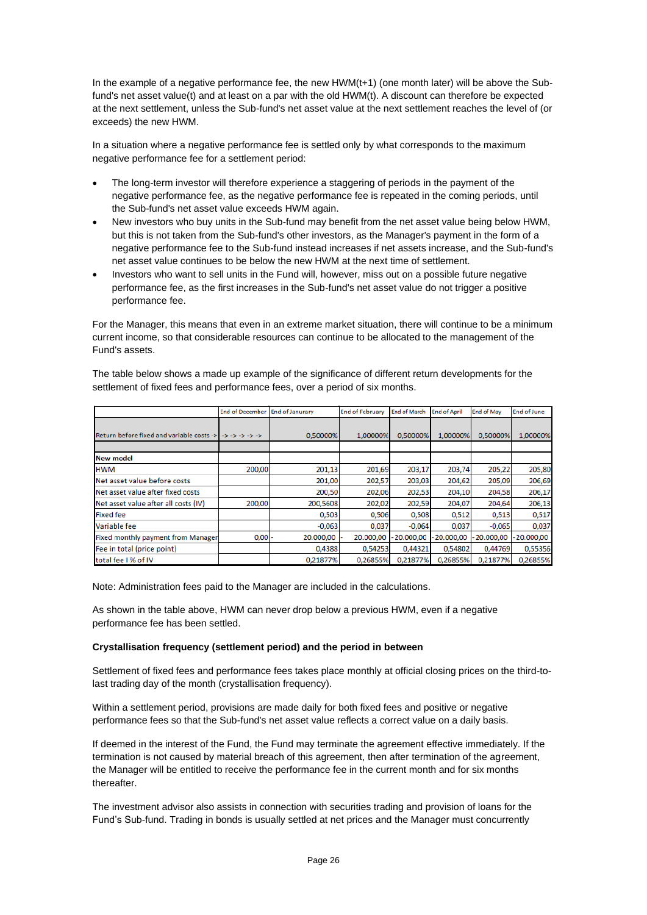In the example of a negative performance fee, the new HWM(t+1) (one month later) will be above the Sub-fund's net asset value(t) and at least on a par with the old HWM(t). A discount can therefore be expected at the next settlement, unless the Sub-fund's net asset value at the next settlement reaches the level of (or exceeds) the new HWM.

In a situation where a negative performance fee is settled only by what corresponds to the maximum negative performance fee for a settlement period:

- The long-term investor will therefore experience a staggering of periods in the payment of the negative performance fee, as the negative performance fee is repeated in the coming periods, until the Sub-fund's net asset value exceeds HWM again.
- New investors who buy units in the Sub-fund may benefit from the net asset value being below HWM, but this is not taken from the Sub-fund's other investors, as the Manager's payment in the form of a negative performance fee to the Sub-fund instead increases if net assets increase, and the Sub-fund's net asset value continues to be below the new HWM at the next time of settlement.
- Investors who want to sell units in the Fund will, however, miss out on a possible future negative performance fee, as the first increases in the Sub-fund's net asset value do not trigger a positive performance fee.

For the Manager, this means that even in an extreme market situation, there will continue to be a minimum current income, so that considerable resources can continue to be allocated to the management of the Fund's assets.

The table below shows a made up example of the significance of different return developments for the settlement of fixed fees and performance fees, over a period of six months.

| | End of December | End of Janurary | End of February | End of March | End of April | End of May | End of June |
|---|---|---|---|---|---|---|---|
| Return before fixed and variable costs -> | -> -> -> -> -> | 0,50000% | 1,00000% | 0,50000% | 1,00000% | 0,50000% | 1,00000% |
| | | | | | | | |
| **New model** | | | | | | | |
| HWM | 200,00 | 201,13 | 201,69 | 203,17 | 203,74 | 205,22 | 205,80 |
| Net asset value before costs | | 201,00 | 202,57 | 203,03 | 204,62 | 205,09 | 206,69 |
| Net asset value after fixed costs | | 200,50 | 202,06 | 202,53 | 204,10 | 204,58 | 206,17 |
| Net asset value after all costs (IV) | 200,00 | 200,5608 | 202,02 | 202,59 | 204,07 | 204,64 | 206,13 |
| Fixed fee | | 0,503 | 0,506 | 0,508 | 0,512 | 0,513 | 0,517 |
| Variable fee | | -0,063 | 0,037 | -0,064 | 0,037 | -0,065 | 0,037 |
| Fixed monthly payment from Manager | 0,00 | - 20.000,00 | - 20.000,00 | - 20.000,00 | - 20.000,00 | - 20.000,00 | - 20.000,00 |
| Fee in total (price point) | | 0,4388 | 0,54253 | 0,44321 | 0,54802 | 0,44769 | 0,55356 |
| total fee I % of IV | | 0,21877% | 0,26855% | 0,21877% | 0,26855% | 0,21877% | 0,26855% |

Note: Administration fees paid to the Manager are included in the calculations.

As shown in the table above, HWM can never drop below a previous HWM, even if a negative performance fee has been settled.

**Crystallisation frequency (settlement period) and the period in between**

Settlement of fixed fees and performance fees takes place monthly at official closing prices on the third-to-last trading day of the month (crystallisation frequency).

Within a settlement period, provisions are made daily for both fixed fees and positive or negative performance fees so that the Sub-fund's net asset value reflects a correct value on a daily basis.

If deemed in the interest of the Fund, the Fund may terminate the agreement effective immediately. If the termination is not caused by material breach of this agreement, then after termination of the agreement, the Manager will be entitled to receive the performance fee in the current month and for six months thereafter.

The investment advisor also assists in connection with securities trading and provision of loans for the Fund's Sub-fund. Trading in bonds is usually settled at net prices and the Manager must concurrently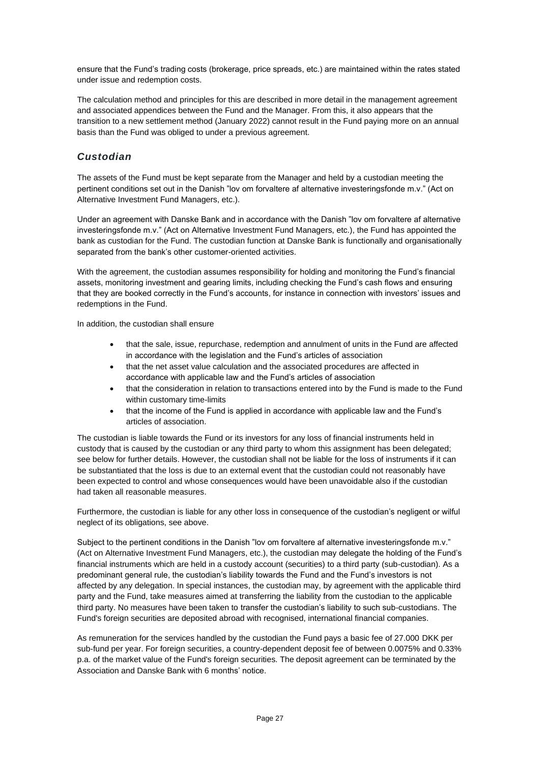ensure that the Fund's trading costs (brokerage, price spreads, etc.) are maintained within the rates stated under issue and redemption costs.

The calculation method and principles for this are described in more detail in the management agreement and associated appendices between the Fund and the Manager. From this, it also appears that the transition to a new settlement method (January 2022) cannot result in the Fund paying more on an annual basis than the Fund was obliged to under a previous agreement.

## *Custodian*

The assets of the Fund must be kept separate from the Manager and held by a custodian meeting the pertinent conditions set out in the Danish "lov om forvaltere af alternative investeringsfonde m.v." (Act on Alternative Investment Fund Managers, etc.).

Under an agreement with Danske Bank and in accordance with the Danish "lov om forvaltere af alternative investeringsfonde m.v." (Act on Alternative Investment Fund Managers, etc.), the Fund has appointed the bank as custodian for the Fund. The custodian function at Danske Bank is functionally and organisationally separated from the bank's other customer-oriented activities.

With the agreement, the custodian assumes responsibility for holding and monitoring the Fund's financial assets, monitoring investment and gearing limits, including checking the Fund's cash flows and ensuring that they are booked correctly in the Fund's accounts, for instance in connection with investors' issues and redemptions in the Fund.

In addition, the custodian shall ensure

- that the sale, issue, repurchase, redemption and annulment of units in the Fund are affected in accordance with the legislation and the Fund's articles of association
- that the net asset value calculation and the associated procedures are affected in accordance with applicable law and the Fund's articles of association
- that the consideration in relation to transactions entered into by the Fund is made to the Fund within customary time-limits
- that the income of the Fund is applied in accordance with applicable law and the Fund's articles of association.

The custodian is liable towards the Fund or its investors for any loss of financial instruments held in custody that is caused by the custodian or any third party to whom this assignment has been delegated; see below for further details. However, the custodian shall not be liable for the loss of instruments if it can be substantiated that the loss is due to an external event that the custodian could not reasonably have been expected to control and whose consequences would have been unavoidable also if the custodian had taken all reasonable measures.

Furthermore, the custodian is liable for any other loss in consequence of the custodian's negligent or wilful neglect of its obligations, see above.

Subject to the pertinent conditions in the Danish "lov om forvaltere af alternative investeringsfonde m.v." (Act on Alternative Investment Fund Managers, etc.), the custodian may delegate the holding of the Fund's financial instruments which are held in a custody account (securities) to a third party (sub-custodian). As a predominant general rule, the custodian's liability towards the Fund and the Fund's investors is not affected by any delegation. In special instances, the custodian may, by agreement with the applicable third party and the Fund, take measures aimed at transferring the liability from the custodian to the applicable third party. No measures have been taken to transfer the custodian's liability to such sub-custodians. The Fund's foreign securities are deposited abroad with recognised, international financial companies.

As remuneration for the services handled by the custodian the Fund pays a basic fee of 27.000 DKK per sub-fund per year. For foreign securities, a country-dependent deposit fee of between 0.0075% and 0.33% p.a. of the market value of the Fund's foreign securities. The deposit agreement can be terminated by the Association and Danske Bank with 6 months' notice.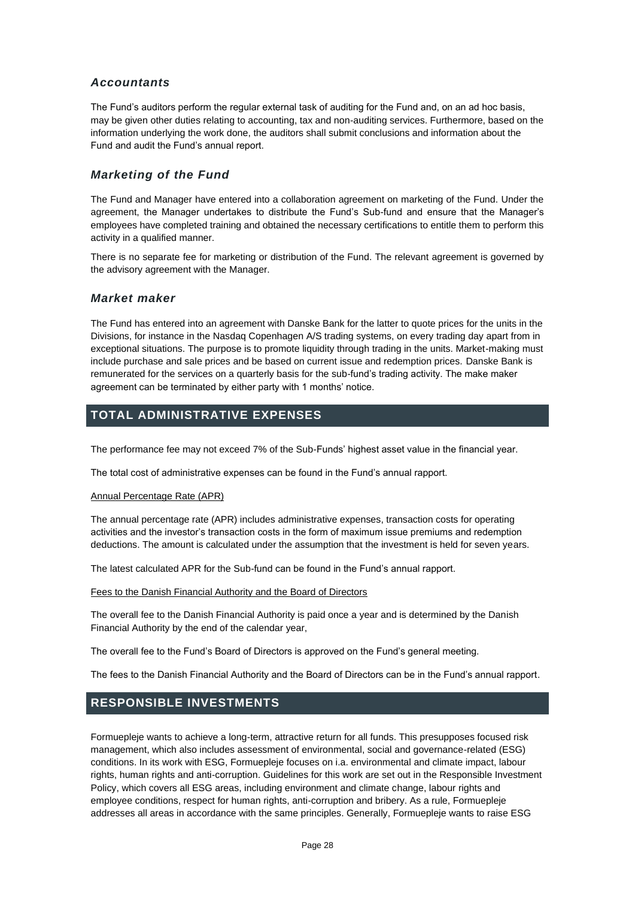### *Accountants*

The Fund's auditors perform the regular external task of auditing for the Fund and, on an ad hoc basis, may be given other duties relating to accounting, tax and non-auditing services. Furthermore, based on the information underlying the work done, the auditors shall submit conclusions and information about the Fund and audit the Fund's annual report.

### *Marketing of the Fund*

The Fund and Manager have entered into a collaboration agreement on marketing of the Fund. Under the agreement, the Manager undertakes to distribute the Fund's Sub-fund and ensure that the Manager's employees have completed training and obtained the necessary certifications to entitle them to perform this activity in a qualified manner.

There is no separate fee for marketing or distribution of the Fund. The relevant agreement is governed by the advisory agreement with the Manager.

### *Market maker*

The Fund has entered into an agreement with Danske Bank for the latter to quote prices for the units in the Divisions, for instance in the Nasdaq Copenhagen A/S trading systems, on every trading day apart from in exceptional situations. The purpose is to promote liquidity through trading in the units. Market-making must include purchase and sale prices and be based on current issue and redemption prices. Danske Bank is remunerated for the services on a quarterly basis for the sub-fund's trading activity. The make maker agreement can be terminated by either party with 1 months' notice.

## TOTAL ADMINISTRATIVE EXPENSES

The performance fee may not exceed 7% of the Sub-Funds' highest asset value in the financial year.

The total cost of administrative expenses can be found in the Fund's annual rapport.

Annual Percentage Rate (APR)

The annual percentage rate (APR) includes administrative expenses, transaction costs for operating activities and the investor's transaction costs in the form of maximum issue premiums and redemption deductions. The amount is calculated under the assumption that the investment is held for seven years.

The latest calculated APR for the Sub-fund can be found in the Fund's annual rapport.

Fees to the Danish Financial Authority and the Board of Directors

The overall fee to the Danish Financial Authority is paid once a year and is determined by the Danish Financial Authority by the end of the calendar year,

The overall fee to the Fund's Board of Directors is approved on the Fund's general meeting.

The fees to the Danish Financial Authority and the Board of Directors can be in the Fund's annual rapport.

## RESPONSIBLE INVESTMENTS

Formuepleje wants to achieve a long-term, attractive return for all funds. This presupposes focused risk management, which also includes assessment of environmental, social and governance-related (ESG) conditions. In its work with ESG, Formuepleje focuses on i.a. environmental and climate impact, labour rights, human rights and anti-corruption. Guidelines for this work are set out in the Responsible Investment Policy, which covers all ESG areas, including environment and climate change, labour rights and employee conditions, respect for human rights, anti-corruption and bribery. As a rule, Formuepleje addresses all areas in accordance with the same principles. Generally, Formuepleje wants to raise ESG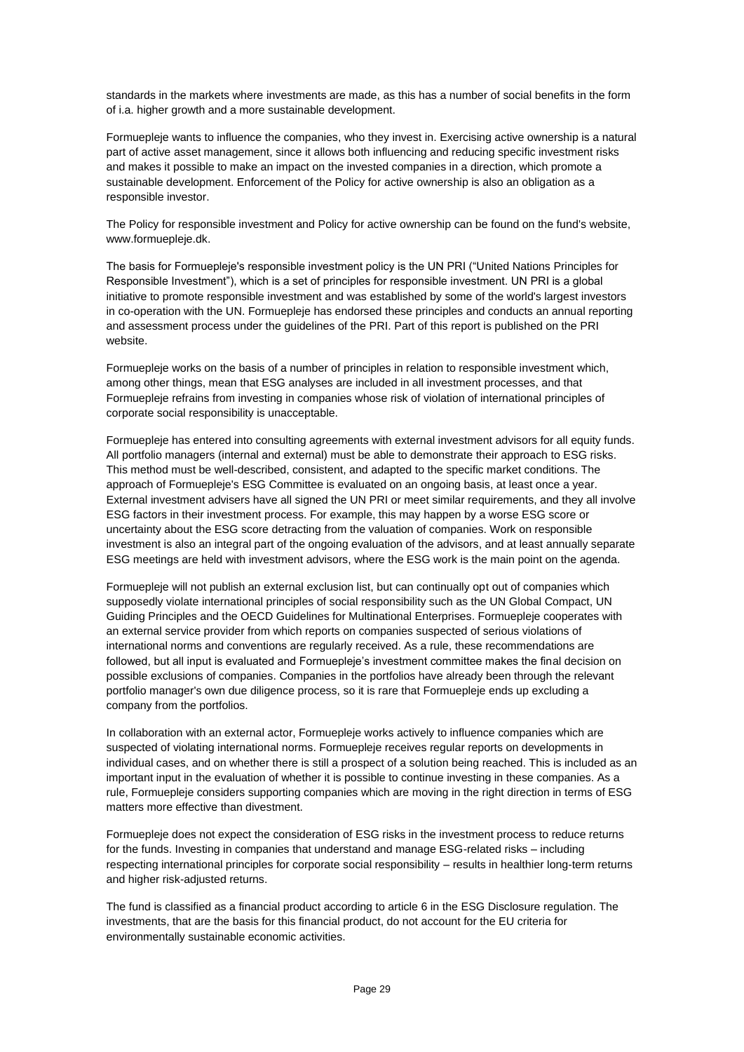standards in the markets where investments are made, as this has a number of social benefits in the form of i.a. higher growth and a more sustainable development.

Formuepleje wants to influence the companies, who they invest in. Exercising active ownership is a natural part of active asset management, since it allows both influencing and reducing specific investment risks and makes it possible to make an impact on the invested companies in a direction, which promote a sustainable development. Enforcement of the Policy for active ownership is also an obligation as a responsible investor.

The Policy for responsible investment and Policy for active ownership can be found on the fund's website, www.formuepleje.dk.

The basis for Formuepleje's responsible investment policy is the UN PRI ("United Nations Principles for Responsible Investment"), which is a set of principles for responsible investment. UN PRI is a global initiative to promote responsible investment and was established by some of the world's largest investors in co-operation with the UN. Formuepleje has endorsed these principles and conducts an annual reporting and assessment process under the guidelines of the PRI. Part of this report is published on the PRI website.

Formuepleje works on the basis of a number of principles in relation to responsible investment which, among other things, mean that ESG analyses are included in all investment processes, and that Formuepleje refrains from investing in companies whose risk of violation of international principles of corporate social responsibility is unacceptable.

Formuepleje has entered into consulting agreements with external investment advisors for all equity funds. All portfolio managers (internal and external) must be able to demonstrate their approach to ESG risks. This method must be well-described, consistent, and adapted to the specific market conditions. The approach of Formuepleje's ESG Committee is evaluated on an ongoing basis, at least once a year. External investment advisers have all signed the UN PRI or meet similar requirements, and they all involve ESG factors in their investment process. For example, this may happen by a worse ESG score or uncertainty about the ESG score detracting from the valuation of companies. Work on responsible investment is also an integral part of the ongoing evaluation of the advisors, and at least annually separate ESG meetings are held with investment advisors, where the ESG work is the main point on the agenda.

Formuepleje will not publish an external exclusion list, but can continually opt out of companies which supposedly violate international principles of social responsibility such as the UN Global Compact, UN Guiding Principles and the OECD Guidelines for Multinational Enterprises. Formuepleje cooperates with an external service provider from which reports on companies suspected of serious violations of international norms and conventions are regularly received. As a rule, these recommendations are followed, but all input is evaluated and Formuepleje's investment committee makes the final decision on possible exclusions of companies. Companies in the portfolios have already been through the relevant portfolio manager's own due diligence process, so it is rare that Formuepleje ends up excluding a company from the portfolios.

In collaboration with an external actor, Formuepleje works actively to influence companies which are suspected of violating international norms. Formuepleje receives regular reports on developments in individual cases, and on whether there is still a prospect of a solution being reached. This is included as an important input in the evaluation of whether it is possible to continue investing in these companies. As a rule, Formuepleje considers supporting companies which are moving in the right direction in terms of ESG matters more effective than divestment.

Formuepleje does not expect the consideration of ESG risks in the investment process to reduce returns for the funds. Investing in companies that understand and manage ESG-related risks – including respecting international principles for corporate social responsibility – results in healthier long-term returns and higher risk-adjusted returns.

The fund is classified as a financial product according to article 6 in the ESG Disclosure regulation. The investments, that are the basis for this financial product, do not account for the EU criteria for environmentally sustainable economic activities.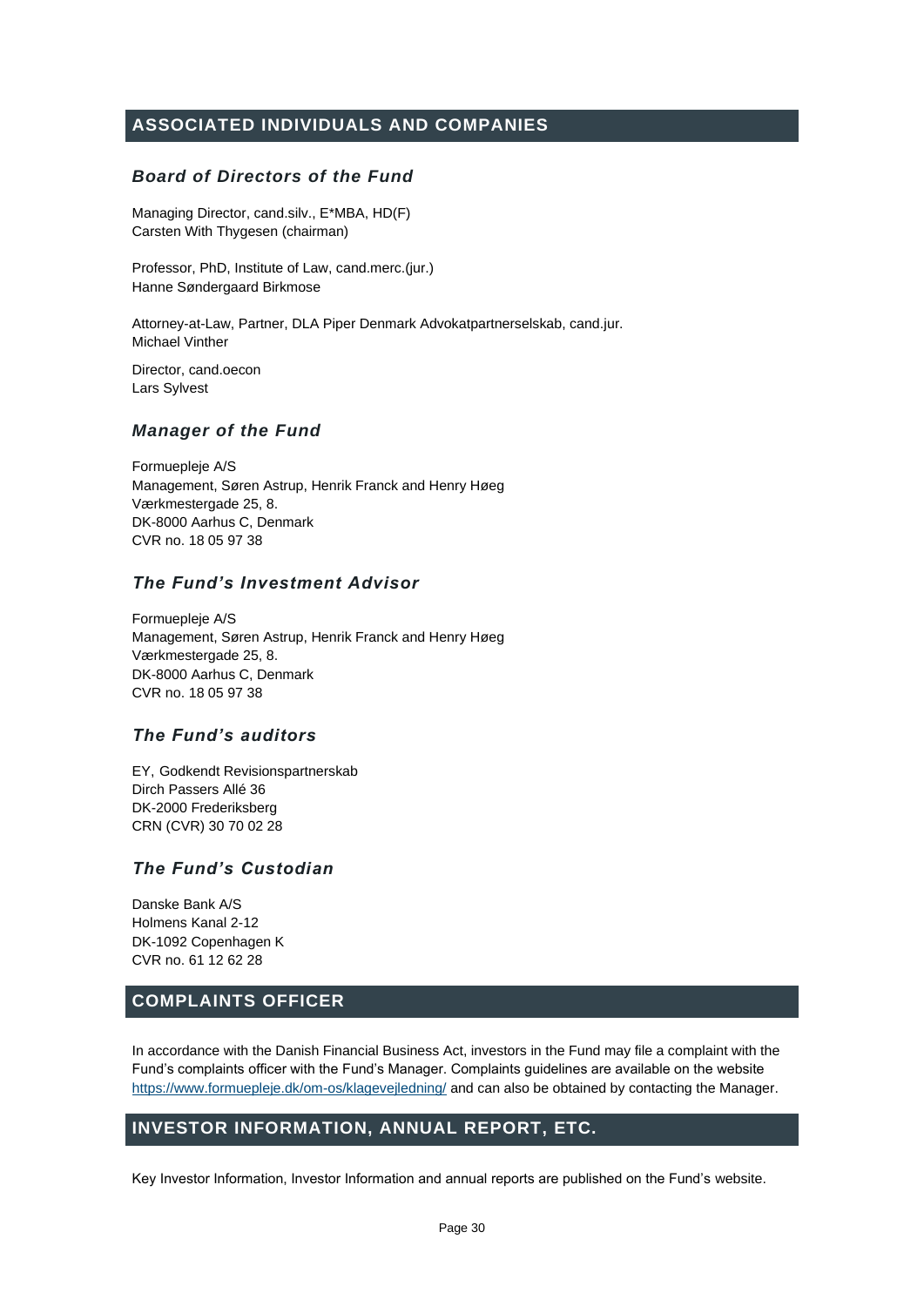## ASSOCIATED INDIVIDUALS AND COMPANIES

### *Board of Directors of the Fund*

Managing Director, cand.silv., E*MBA, HD(F)
Carsten With Thygesen (chairman)

Professor, PhD, Institute of Law, cand.merc.(jur.)
Hanne Søndergaard Birkmose

Attorney-at-Law, Partner, DLA Piper Denmark Advokatpartnerselskab, cand.jur.
Michael Vinther

Director, cand.oecon
Lars Sylvest

### *Manager of the Fund*

Formuepleje A/S
Management, Søren Astrup, Henrik Franck and Henry Høeg
Værkmestergade 25, 8.
DK-8000 Aarhus C, Denmark
CVR no. 18 05 97 38

### *The Fund's Investment Advisor*

Formuepleje A/S
Management, Søren Astrup, Henrik Franck and Henry Høeg
Værkmestergade 25, 8.
DK-8000 Aarhus C, Denmark
CVR no. 18 05 97 38

### *The Fund's auditors*

EY, Godkendt Revisionspartnerskab
Dirch Passers Allé 36
DK-2000 Frederiksberg
CRN (CVR) 30 70 02 28

### *The Fund's Custodian*

Danske Bank A/S
Holmens Kanal 2-12
DK-1092 Copenhagen K
CVR no. 61 12 62 28

## COMPLAINTS OFFICER

In accordance with the Danish Financial Business Act, investors in the Fund may file a complaint with the Fund's complaints officer with the Fund's Manager. Complaints guidelines are available on the website https://www.formuepleje.dk/om-os/klagevejledning/ and can also be obtained by contacting the Manager.

## INVESTOR INFORMATION, ANNUAL REPORT, ETC.

Key Investor Information, Investor Information and annual reports are published on the Fund's website.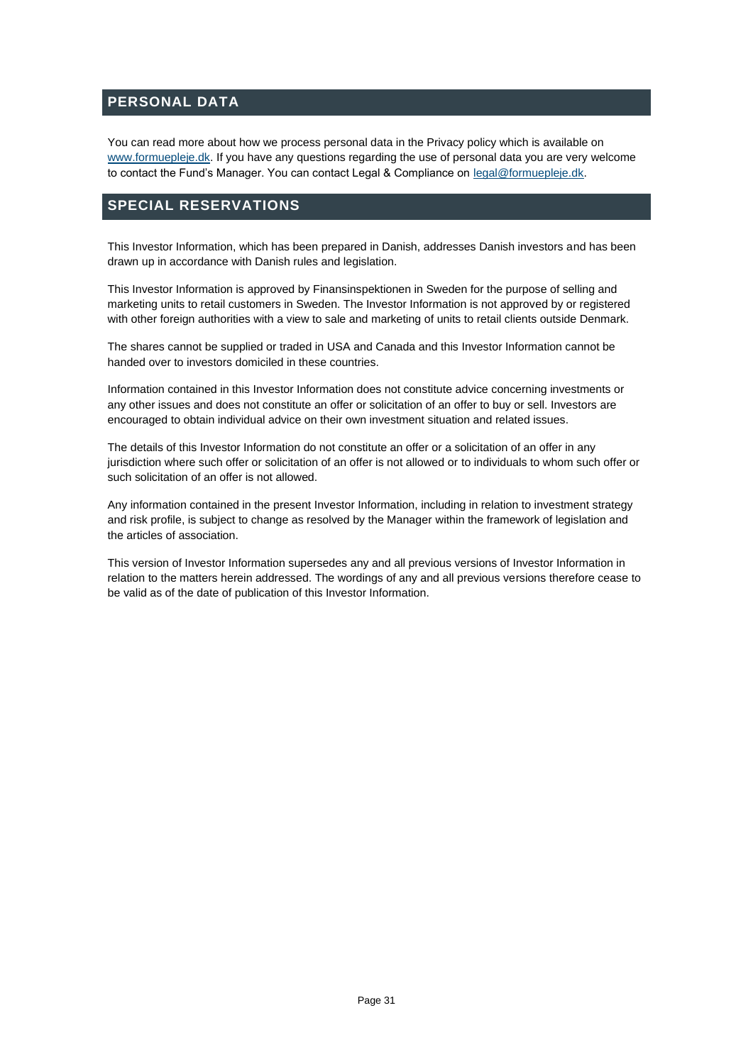## PERSONAL DATA

You can read more about how we process personal data in the Privacy policy which is available on www.formuepleje.dk. If you have any questions regarding the use of personal data you are very welcome to contact the Fund's Manager. You can contact Legal & Compliance on legal@formuepleje.dk.

## SPECIAL RESERVATIONS

This Investor Information, which has been prepared in Danish, addresses Danish investors and has been drawn up in accordance with Danish rules and legislation.

This Investor Information is approved by Finansinspektionen in Sweden for the purpose of selling and marketing units to retail customers in Sweden. The Investor Information is not approved by or registered with other foreign authorities with a view to sale and marketing of units to retail clients outside Denmark.

The shares cannot be supplied or traded in USA and Canada and this Investor Information cannot be handed over to investors domiciled in these countries.

Information contained in this Investor Information does not constitute advice concerning investments or any other issues and does not constitute an offer or solicitation of an offer to buy or sell. Investors are encouraged to obtain individual advice on their own investment situation and related issues.

The details of this Investor Information do not constitute an offer or a solicitation of an offer in any jurisdiction where such offer or solicitation of an offer is not allowed or to individuals to whom such offer or such solicitation of an offer is not allowed.

Any information contained in the present Investor Information, including in relation to investment strategy and risk profile, is subject to change as resolved by the Manager within the framework of legislation and the articles of association.

This version of Investor Information supersedes any and all previous versions of Investor Information in relation to the matters herein addressed. The wordings of any and all previous versions therefore cease to be valid as of the date of publication of this Investor Information.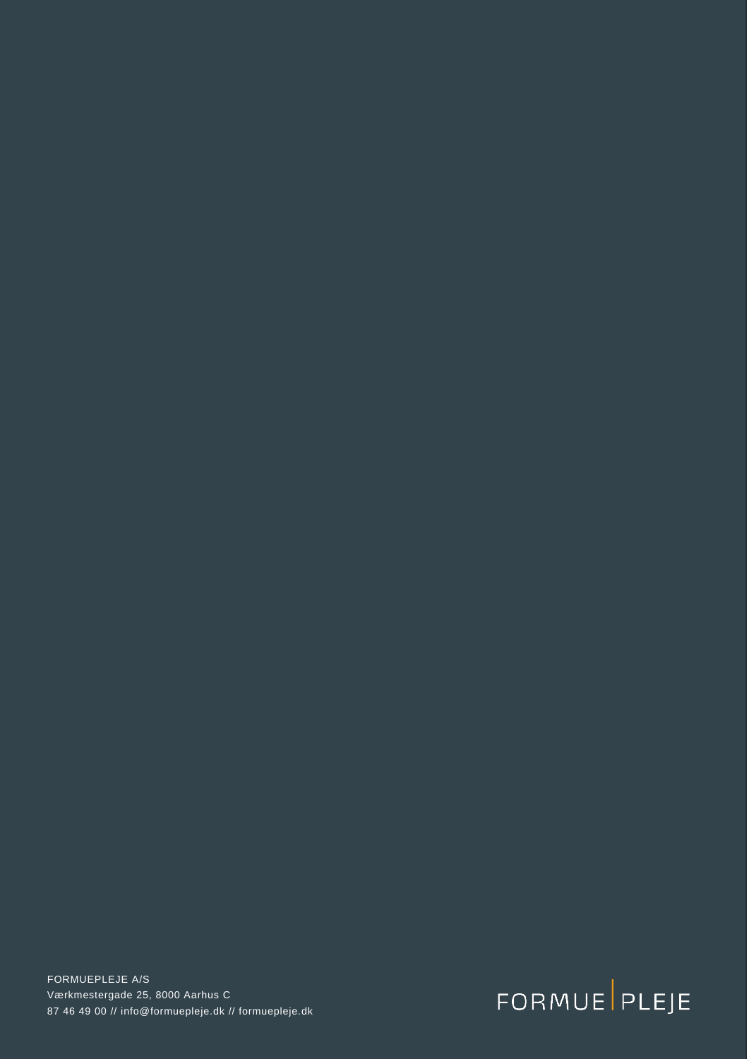FORMUEPLEJE A/S
Værkmestergade 25, 8000 Aarhus C
87 46 49 00 // info@formuepleje.dk // formuepleje.dk

FORMUE PLEJE